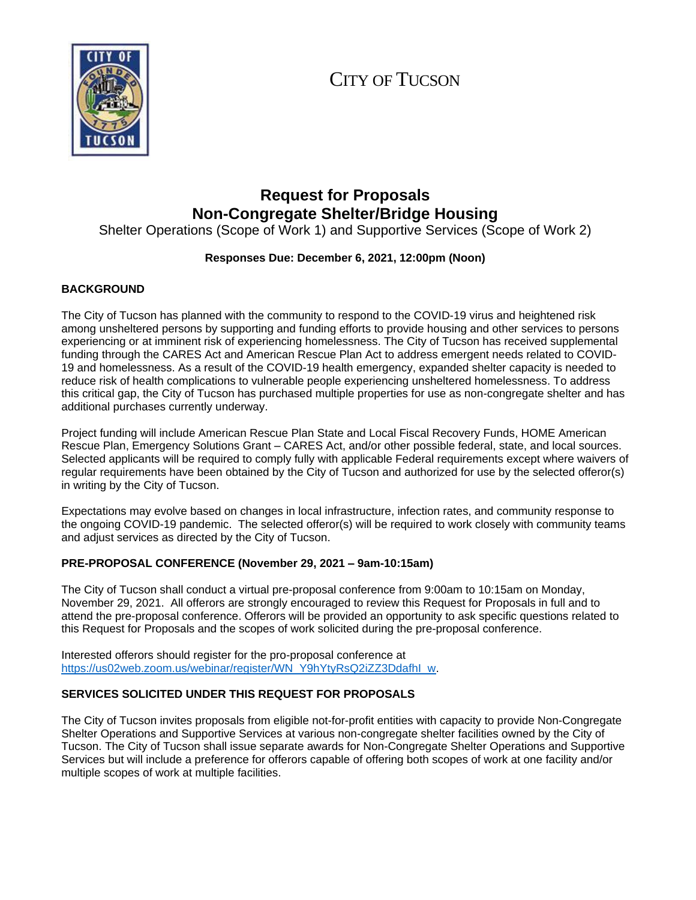# CITY OF TUCSON

## Request for Proposals
## Non-Congregate Shelter/Bridge Housing

Shelter Operations (Scope of Work 1) and Supportive Services (Scope of Work 2)

**Responses Due: December 6, 2021, 12:00pm (Noon)**

### BACKGROUND

The City of Tucson has planned with the community to respond to the COVID-19 virus and heightened risk among unsheltered persons by supporting and funding efforts to provide housing and other services to persons experiencing or at imminent risk of experiencing homelessness. The City of Tucson has received supplemental funding through the CARES Act and American Rescue Plan Act to address emergent needs related to COVID-19 and homelessness. As a result of the COVID-19 health emergency, expanded shelter capacity is needed to reduce risk of health complications to vulnerable people experiencing unsheltered homelessness. To address this critical gap, the City of Tucson has purchased multiple properties for use as non-congregate shelter and has additional purchases currently underway.

Project funding will include American Rescue Plan State and Local Fiscal Recovery Funds, HOME American Rescue Plan, Emergency Solutions Grant – CARES Act, and/or other possible federal, state, and local sources. Selected applicants will be required to comply fully with applicable Federal requirements except where waivers of regular requirements have been obtained by the City of Tucson and authorized for use by the selected offeror(s) in writing by the City of Tucson.

Expectations may evolve based on changes in local infrastructure, infection rates, and community response to the ongoing COVID-19 pandemic. The selected offeror(s) will be required to work closely with community teams and adjust services as directed by the City of Tucson.

### PRE-PROPOSAL CONFERENCE (November 29, 2021 – 9am-10:15am)

The City of Tucson shall conduct a virtual pre-proposal conference from 9:00am to 10:15am on Monday, November 29, 2021. All offerors are strongly encouraged to review this Request for Proposals in full and to attend the pre-proposal conference. Offerors will be provided an opportunity to ask specific questions related to this Request for Proposals and the scopes of work solicited during the pre-proposal conference.

Interested offerors should register for the pro-proposal conference at https://us02web.zoom.us/webinar/register/WN_Y9hYtyRsQ2iZZ3DdafhI_w.

### SERVICES SOLICITED UNDER THIS REQUEST FOR PROPOSALS

The City of Tucson invites proposals from eligible not-for-profit entities with capacity to provide Non-Congregate Shelter Operations and Supportive Services at various non-congregate shelter facilities owned by the City of Tucson. The City of Tucson shall issue separate awards for Non-Congregate Shelter Operations and Supportive Services but will include a preference for offerors capable of offering both scopes of work at one facility and/or multiple scopes of work at multiple facilities.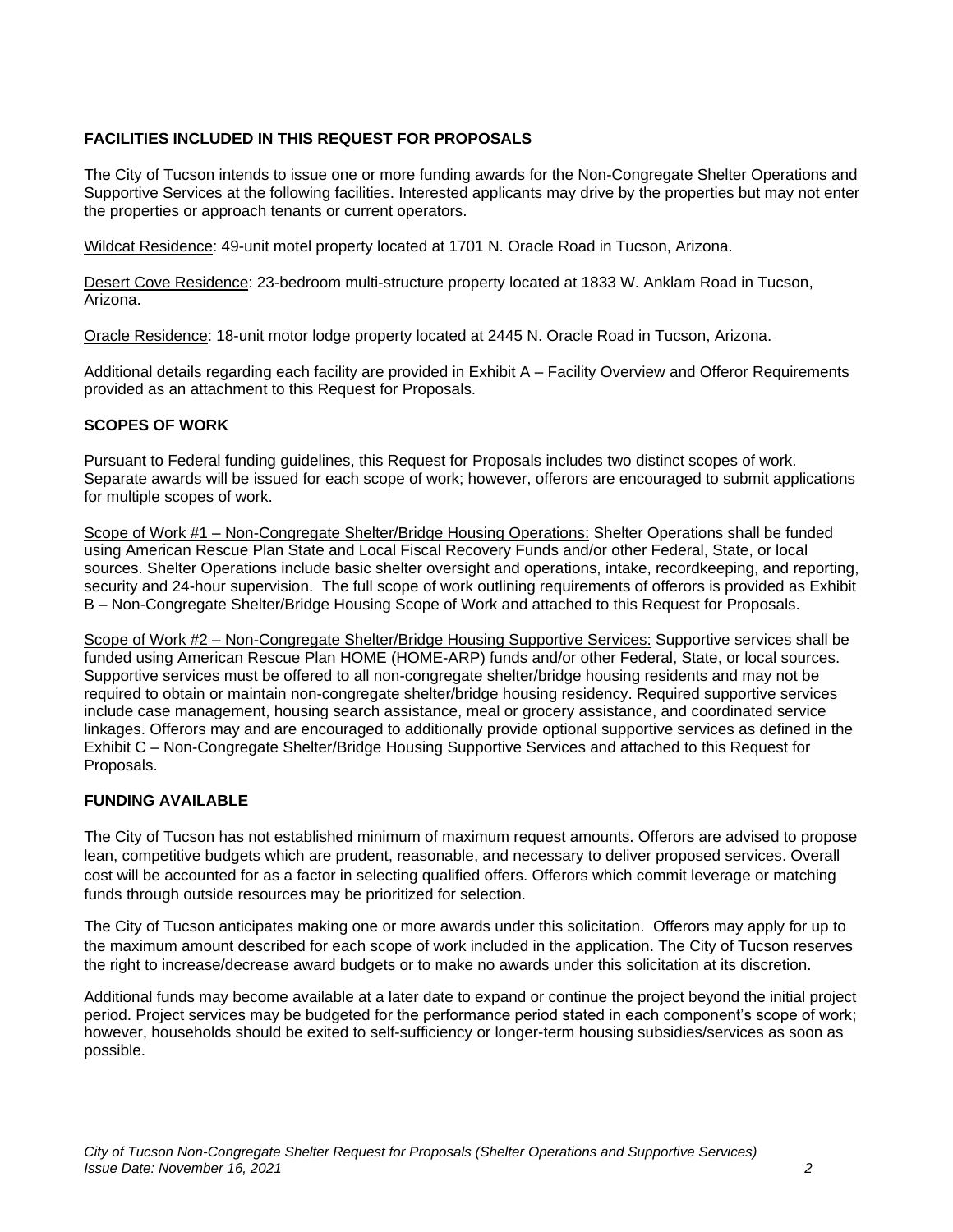## FACILITIES INCLUDED IN THIS REQUEST FOR PROPOSALS

The City of Tucson intends to issue one or more funding awards for the Non-Congregate Shelter Operations and Supportive Services at the following facilities. Interested applicants may drive by the properties but may not enter the properties or approach tenants or current operators.

Wildcat Residence: 49-unit motel property located at 1701 N. Oracle Road in Tucson, Arizona.

Desert Cove Residence: 23-bedroom multi-structure property located at 1833 W. Anklam Road in Tucson, Arizona.

Oracle Residence: 18-unit motor lodge property located at 2445 N. Oracle Road in Tucson, Arizona.

Additional details regarding each facility are provided in Exhibit A – Facility Overview and Offeror Requirements provided as an attachment to this Request for Proposals.

## SCOPES OF WORK

Pursuant to Federal funding guidelines, this Request for Proposals includes two distinct scopes of work. Separate awards will be issued for each scope of work; however, offerors are encouraged to submit applications for multiple scopes of work.

Scope of Work #1 – Non-Congregate Shelter/Bridge Housing Operations: Shelter Operations shall be funded using American Rescue Plan State and Local Fiscal Recovery Funds and/or other Federal, State, or local sources. Shelter Operations include basic shelter oversight and operations, intake, recordkeeping, and reporting, security and 24-hour supervision. The full scope of work outlining requirements of offerors is provided as Exhibit B – Non-Congregate Shelter/Bridge Housing Scope of Work and attached to this Request for Proposals.

Scope of Work #2 – Non-Congregate Shelter/Bridge Housing Supportive Services: Supportive services shall be funded using American Rescue Plan HOME (HOME-ARP) funds and/or other Federal, State, or local sources. Supportive services must be offered to all non-congregate shelter/bridge housing residents and may not be required to obtain or maintain non-congregate shelter/bridge housing residency. Required supportive services include case management, housing search assistance, meal or grocery assistance, and coordinated service linkages. Offerors may and are encouraged to additionally provide optional supportive services as defined in the Exhibit C – Non-Congregate Shelter/Bridge Housing Supportive Services and attached to this Request for Proposals.

## FUNDING AVAILABLE

The City of Tucson has not established minimum of maximum request amounts. Offerors are advised to propose lean, competitive budgets which are prudent, reasonable, and necessary to deliver proposed services. Overall cost will be accounted for as a factor in selecting qualified offers. Offerors which commit leverage or matching funds through outside resources may be prioritized for selection.

The City of Tucson anticipates making one or more awards under this solicitation. Offerors may apply for up to the maximum amount described for each scope of work included in the application. The City of Tucson reserves the right to increase/decrease award budgets or to make no awards under this solicitation at its discretion.

Additional funds may become available at a later date to expand or continue the project beyond the initial project period. Project services may be budgeted for the performance period stated in each component's scope of work; however, households should be exited to self-sufficiency or longer-term housing subsidies/services as soon as possible.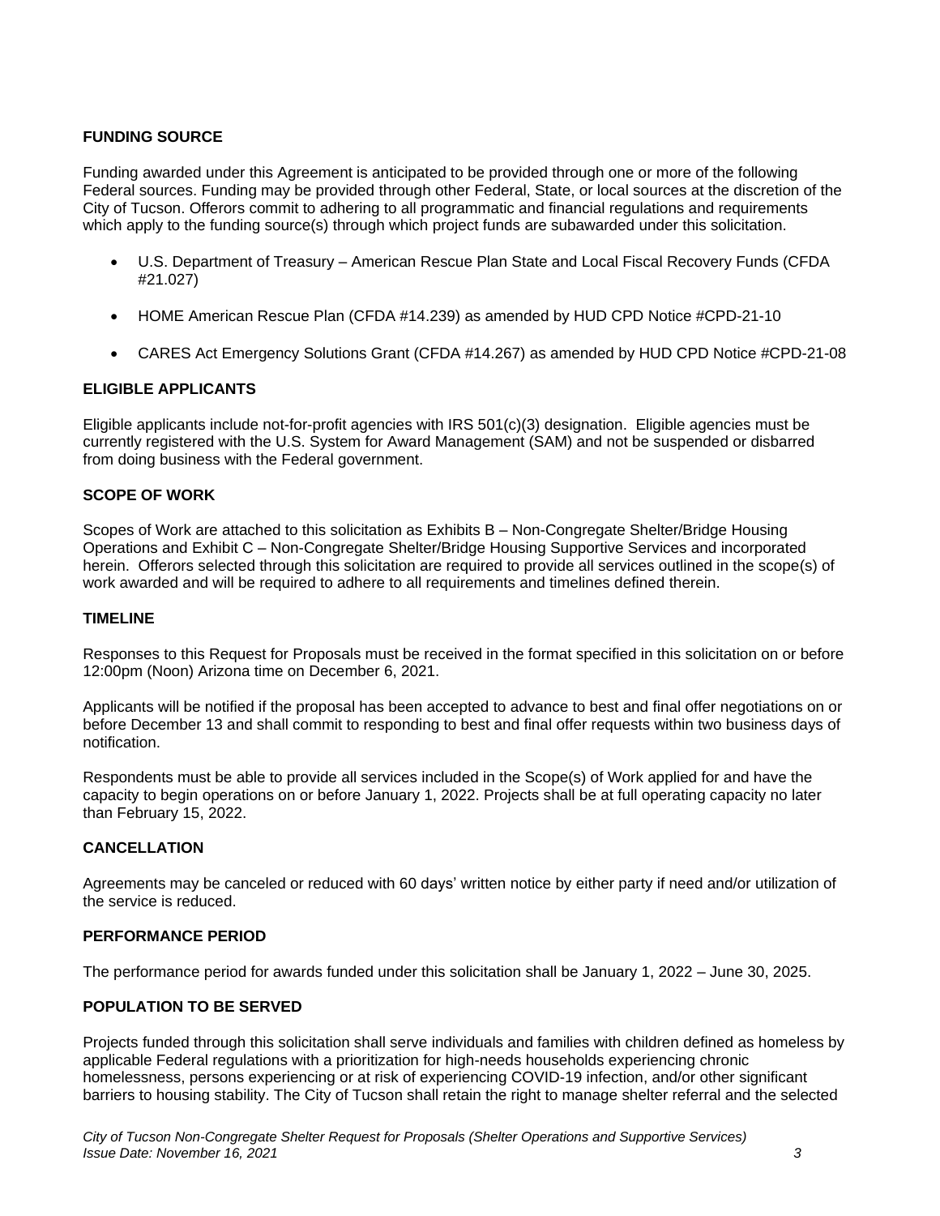## FUNDING SOURCE

Funding awarded under this Agreement is anticipated to be provided through one or more of the following Federal sources. Funding may be provided through other Federal, State, or local sources at the discretion of the City of Tucson. Offerors commit to adhering to all programmatic and financial regulations and requirements which apply to the funding source(s) through which project funds are subawarded under this solicitation.

- U.S. Department of Treasury – American Rescue Plan State and Local Fiscal Recovery Funds (CFDA #21.027)
- HOME American Rescue Plan (CFDA #14.239) as amended by HUD CPD Notice #CPD-21-10
- CARES Act Emergency Solutions Grant (CFDA #14.267) as amended by HUD CPD Notice #CPD-21-08

## ELIGIBLE APPLICANTS

Eligible applicants include not-for-profit agencies with IRS 501(c)(3) designation. Eligible agencies must be currently registered with the U.S. System for Award Management (SAM) and not be suspended or disbarred from doing business with the Federal government.

## SCOPE OF WORK

Scopes of Work are attached to this solicitation as Exhibits B – Non-Congregate Shelter/Bridge Housing Operations and Exhibit C – Non-Congregate Shelter/Bridge Housing Supportive Services and incorporated herein. Offerors selected through this solicitation are required to provide all services outlined in the scope(s) of work awarded and will be required to adhere to all requirements and timelines defined therein.

## TIMELINE

Responses to this Request for Proposals must be received in the format specified in this solicitation on or before 12:00pm (Noon) Arizona time on December 6, 2021.

Applicants will be notified if the proposal has been accepted to advance to best and final offer negotiations on or before December 13 and shall commit to responding to best and final offer requests within two business days of notification.

Respondents must be able to provide all services included in the Scope(s) of Work applied for and have the capacity to begin operations on or before January 1, 2022. Projects shall be at full operating capacity no later than February 15, 2022.

## CANCELLATION

Agreements may be canceled or reduced with 60 days' written notice by either party if need and/or utilization of the service is reduced.

## PERFORMANCE PERIOD

The performance period for awards funded under this solicitation shall be January 1, 2022 – June 30, 2025.

## POPULATION TO BE SERVED

Projects funded through this solicitation shall serve individuals and families with children defined as homeless by applicable Federal regulations with a prioritization for high-needs households experiencing chronic homelessness, persons experiencing or at risk of experiencing COVID-19 infection, and/or other significant barriers to housing stability. The City of Tucson shall retain the right to manage shelter referral and the selected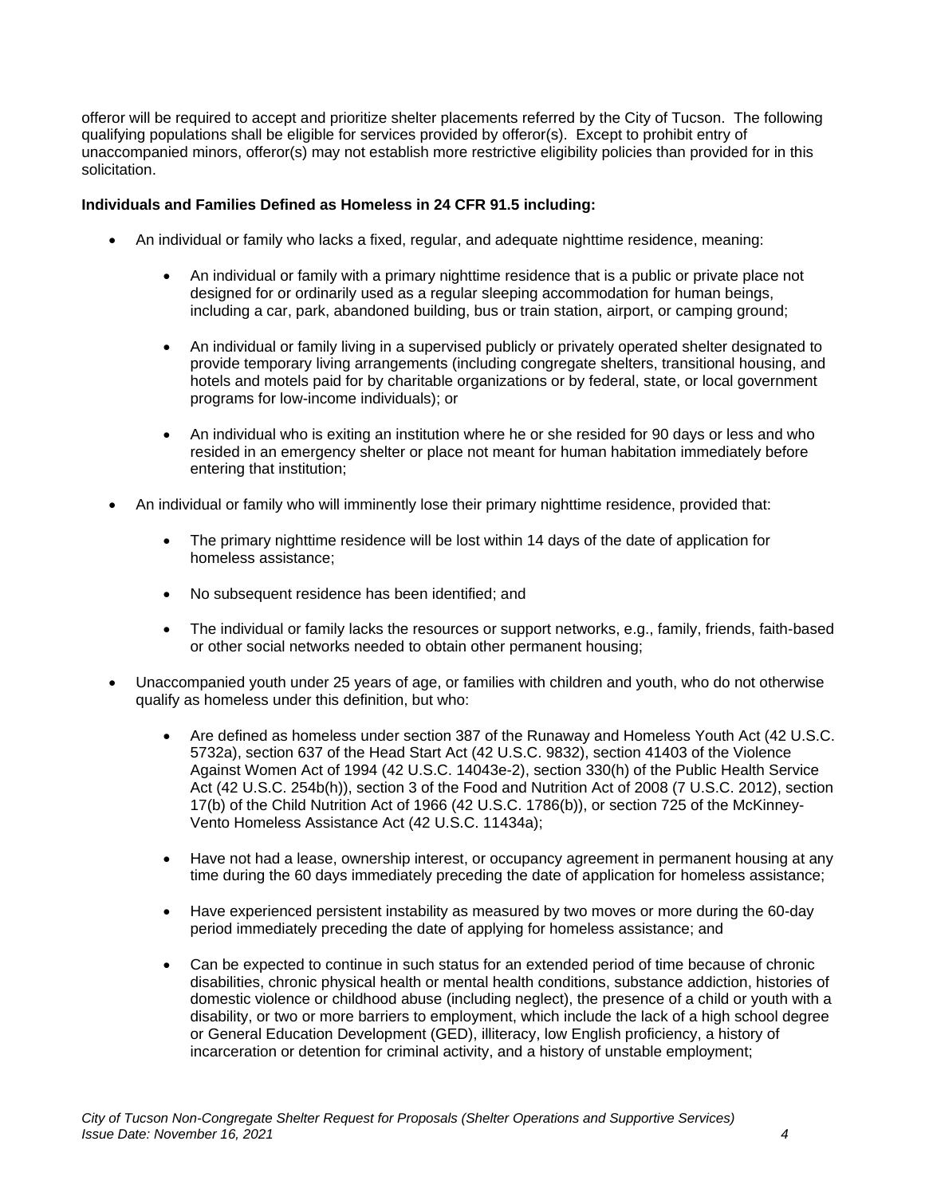offeror will be required to accept and prioritize shelter placements referred by the City of Tucson. The following qualifying populations shall be eligible for services provided by offeror(s). Except to prohibit entry of unaccompanied minors, offeror(s) may not establish more restrictive eligibility policies than provided for in this solicitation.

**Individuals and Families Defined as Homeless in 24 CFR 91.5 including:**

- An individual or family who lacks a fixed, regular, and adequate nighttime residence, meaning:
  - An individual or family with a primary nighttime residence that is a public or private place not designed for or ordinarily used as a regular sleeping accommodation for human beings, including a car, park, abandoned building, bus or train station, airport, or camping ground;
  - An individual or family living in a supervised publicly or privately operated shelter designated to provide temporary living arrangements (including congregate shelters, transitional housing, and hotels and motels paid for by charitable organizations or by federal, state, or local government programs for low-income individuals); or
  - An individual who is exiting an institution where he or she resided for 90 days or less and who resided in an emergency shelter or place not meant for human habitation immediately before entering that institution;
- An individual or family who will imminently lose their primary nighttime residence, provided that:
  - The primary nighttime residence will be lost within 14 days of the date of application for homeless assistance;
  - No subsequent residence has been identified; and
  - The individual or family lacks the resources or support networks, e.g., family, friends, faith-based or other social networks needed to obtain other permanent housing;
- Unaccompanied youth under 25 years of age, or families with children and youth, who do not otherwise qualify as homeless under this definition, but who:
  - Are defined as homeless under section 387 of the Runaway and Homeless Youth Act (42 U.S.C. 5732a), section 637 of the Head Start Act (42 U.S.C. 9832), section 41403 of the Violence Against Women Act of 1994 (42 U.S.C. 14043e-2), section 330(h) of the Public Health Service Act (42 U.S.C. 254b(h)), section 3 of the Food and Nutrition Act of 2008 (7 U.S.C. 2012), section 17(b) of the Child Nutrition Act of 1966 (42 U.S.C. 1786(b)), or section 725 of the McKinney-Vento Homeless Assistance Act (42 U.S.C. 11434a);
  - Have not had a lease, ownership interest, or occupancy agreement in permanent housing at any time during the 60 days immediately preceding the date of application for homeless assistance;
  - Have experienced persistent instability as measured by two moves or more during the 60-day period immediately preceding the date of applying for homeless assistance; and
  - Can be expected to continue in such status for an extended period of time because of chronic disabilities, chronic physical health or mental health conditions, substance addiction, histories of domestic violence or childhood abuse (including neglect), the presence of a child or youth with a disability, or two or more barriers to employment, which include the lack of a high school degree or General Education Development (GED), illiteracy, low English proficiency, a history of incarceration or detention for criminal activity, and a history of unstable employment;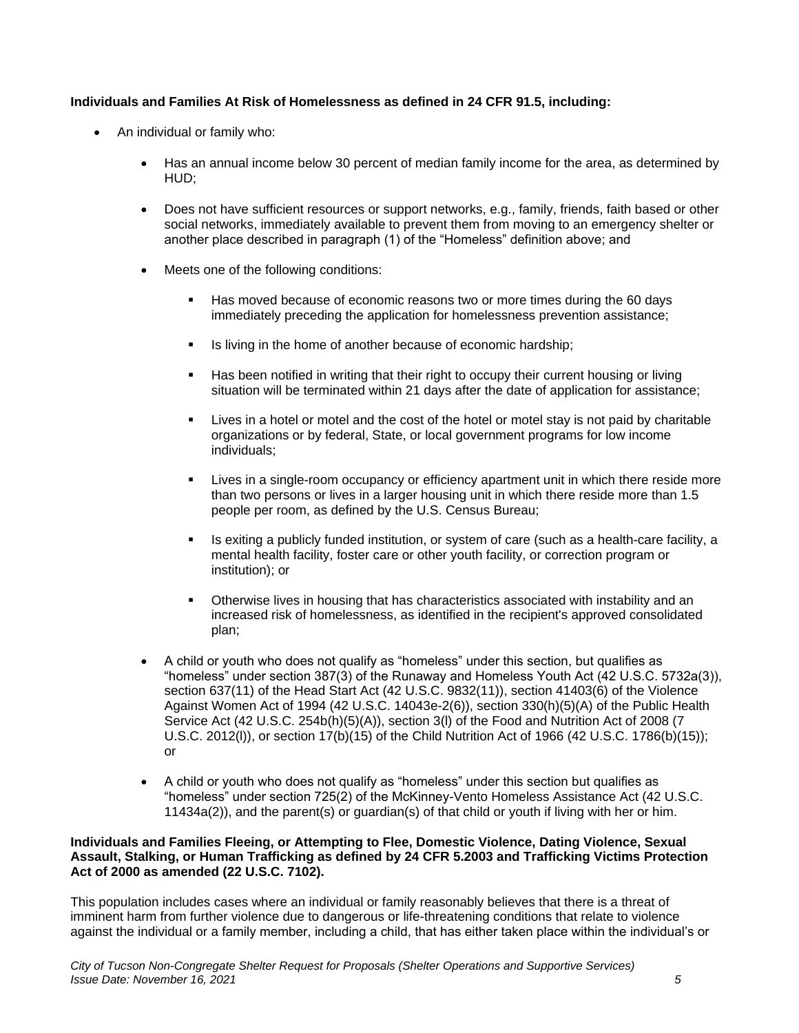**Individuals and Families At Risk of Homelessness as defined in 24 CFR 91.5, including:**

- An individual or family who:
  - Has an annual income below 30 percent of median family income for the area, as determined by HUD;
  - Does not have sufficient resources or support networks, e.g., family, friends, faith based or other social networks, immediately available to prevent them from moving to an emergency shelter or another place described in paragraph (1) of the "Homeless" definition above; and
  - Meets one of the following conditions:
    - Has moved because of economic reasons two or more times during the 60 days immediately preceding the application for homelessness prevention assistance;
    - Is living in the home of another because of economic hardship;
    - Has been notified in writing that their right to occupy their current housing or living situation will be terminated within 21 days after the date of application for assistance;
    - Lives in a hotel or motel and the cost of the hotel or motel stay is not paid by charitable organizations or by federal, State, or local government programs for low income individuals;
    - Lives in a single-room occupancy or efficiency apartment unit in which there reside more than two persons or lives in a larger housing unit in which there reside more than 1.5 people per room, as defined by the U.S. Census Bureau;
    - Is exiting a publicly funded institution, or system of care (such as a health-care facility, a mental health facility, foster care or other youth facility, or correction program or institution); or
    - Otherwise lives in housing that has characteristics associated with instability and an increased risk of homelessness, as identified in the recipient's approved consolidated plan;
  - A child or youth who does not qualify as "homeless" under this section, but qualifies as "homeless" under section 387(3) of the Runaway and Homeless Youth Act (42 U.S.C. 5732a(3)), section 637(11) of the Head Start Act (42 U.S.C. 9832(11)), section 41403(6) of the Violence Against Women Act of 1994 (42 U.S.C. 14043e-2(6)), section 330(h)(5)(A) of the Public Health Service Act (42 U.S.C. 254b(h)(5)(A)), section 3(l) of the Food and Nutrition Act of 2008 (7 U.S.C. 2012(l)), or section 17(b)(15) of the Child Nutrition Act of 1966 (42 U.S.C. 1786(b)(15)); or
  - A child or youth who does not qualify as "homeless" under this section but qualifies as "homeless" under section 725(2) of the McKinney-Vento Homeless Assistance Act (42 U.S.C. 11434a(2)), and the parent(s) or guardian(s) of that child or youth if living with her or him.

**Individuals and Families Fleeing, or Attempting to Flee, Domestic Violence, Dating Violence, Sexual Assault, Stalking, or Human Trafficking as defined by 24 CFR 5.2003 and Trafficking Victims Protection Act of 2000 as amended (22 U.S.C. 7102).**

This population includes cases where an individual or family reasonably believes that there is a threat of imminent harm from further violence due to dangerous or life-threatening conditions that relate to violence against the individual or a family member, including a child, that has either taken place within the individual's or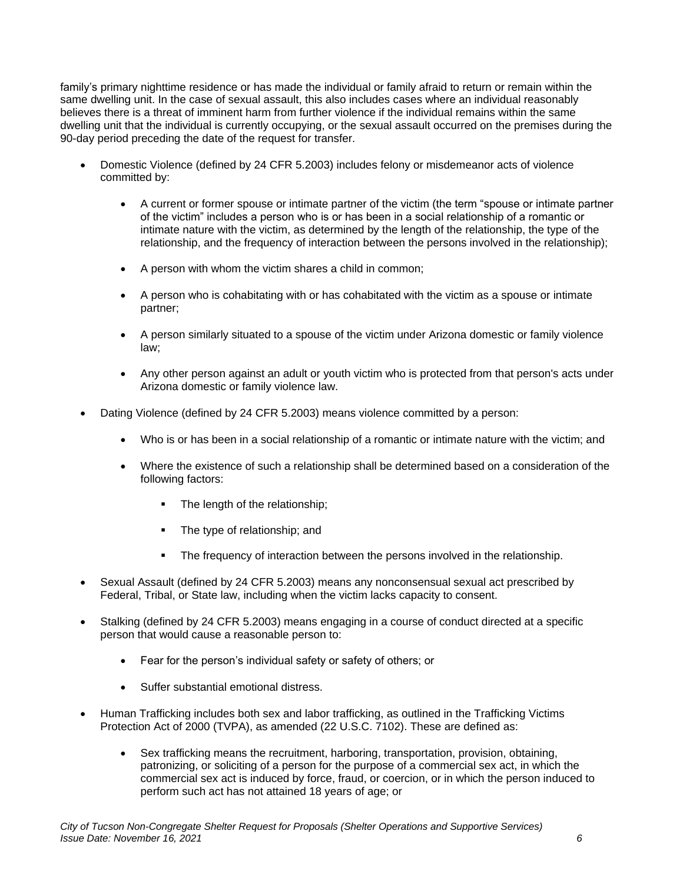family's primary nighttime residence or has made the individual or family afraid to return or remain within the same dwelling unit. In the case of sexual assault, this also includes cases where an individual reasonably believes there is a threat of imminent harm from further violence if the individual remains within the same dwelling unit that the individual is currently occupying, or the sexual assault occurred on the premises during the 90-day period preceding the date of the request for transfer.

- Domestic Violence (defined by 24 CFR 5.2003) includes felony or misdemeanor acts of violence committed by:
  - A current or former spouse or intimate partner of the victim (the term "spouse or intimate partner of the victim" includes a person who is or has been in a social relationship of a romantic or intimate nature with the victim, as determined by the length of the relationship, the type of the relationship, and the frequency of interaction between the persons involved in the relationship);
  - A person with whom the victim shares a child in common;
  - A person who is cohabitating with or has cohabitated with the victim as a spouse or intimate partner;
  - A person similarly situated to a spouse of the victim under Arizona domestic or family violence law;
  - Any other person against an adult or youth victim who is protected from that person's acts under Arizona domestic or family violence law.
- Dating Violence (defined by 24 CFR 5.2003) means violence committed by a person:
  - Who is or has been in a social relationship of a romantic or intimate nature with the victim; and
  - Where the existence of such a relationship shall be determined based on a consideration of the following factors:
    - The length of the relationship;
    - The type of relationship; and
    - The frequency of interaction between the persons involved in the relationship.
- Sexual Assault (defined by 24 CFR 5.2003) means any nonconsensual sexual act prescribed by Federal, Tribal, or State law, including when the victim lacks capacity to consent.
- Stalking (defined by 24 CFR 5.2003) means engaging in a course of conduct directed at a specific person that would cause a reasonable person to:
  - Fear for the person's individual safety or safety of others; or
  - Suffer substantial emotional distress.
- Human Trafficking includes both sex and labor trafficking, as outlined in the Trafficking Victims Protection Act of 2000 (TVPA), as amended (22 U.S.C. 7102). These are defined as:
  - Sex trafficking means the recruitment, harboring, transportation, provision, obtaining, patronizing, or soliciting of a person for the purpose of a commercial sex act, in which the commercial sex act is induced by force, fraud, or coercion, or in which the person induced to perform such act has not attained 18 years of age; or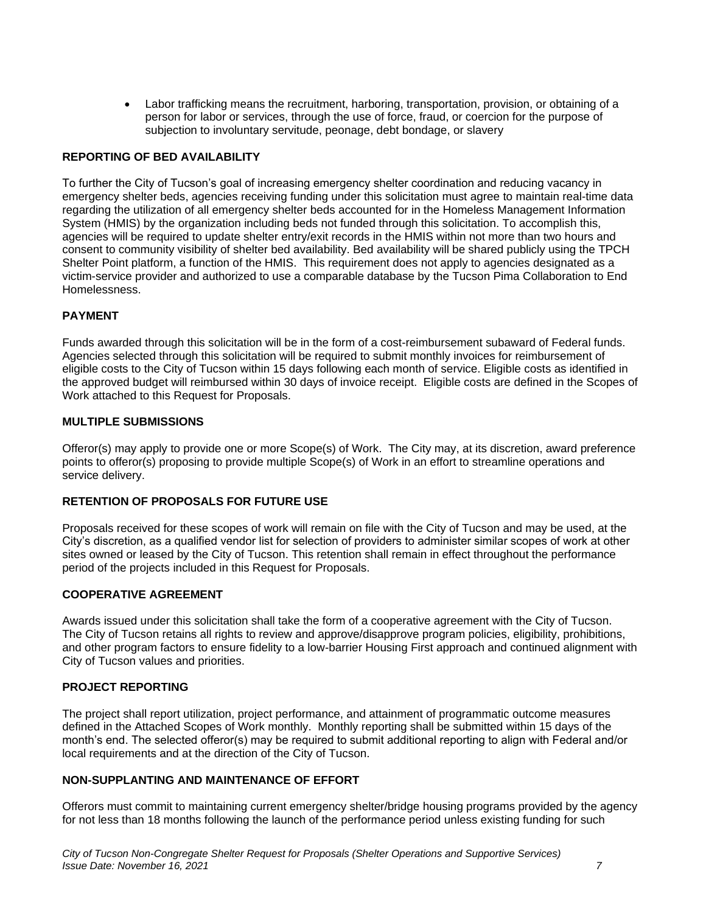- Labor trafficking means the recruitment, harboring, transportation, provision, or obtaining of a person for labor or services, through the use of force, fraud, or coercion for the purpose of subjection to involuntary servitude, peonage, debt bondage, or slavery

**REPORTING OF BED AVAILABILITY**

To further the City of Tucson's goal of increasing emergency shelter coordination and reducing vacancy in emergency shelter beds, agencies receiving funding under this solicitation must agree to maintain real-time data regarding the utilization of all emergency shelter beds accounted for in the Homeless Management Information System (HMIS) by the organization including beds not funded through this solicitation. To accomplish this, agencies will be required to update shelter entry/exit records in the HMIS within not more than two hours and consent to community visibility of shelter bed availability. Bed availability will be shared publicly using the TPCH Shelter Point platform, a function of the HMIS. This requirement does not apply to agencies designated as a victim-service provider and authorized to use a comparable database by the Tucson Pima Collaboration to End Homelessness.

**PAYMENT**

Funds awarded through this solicitation will be in the form of a cost-reimbursement subaward of Federal funds. Agencies selected through this solicitation will be required to submit monthly invoices for reimbursement of eligible costs to the City of Tucson within 15 days following each month of service. Eligible costs as identified in the approved budget will reimbursed within 30 days of invoice receipt. Eligible costs are defined in the Scopes of Work attached to this Request for Proposals.

**MULTIPLE SUBMISSIONS**

Offeror(s) may apply to provide one or more Scope(s) of Work. The City may, at its discretion, award preference points to offeror(s) proposing to provide multiple Scope(s) of Work in an effort to streamline operations and service delivery.

**RETENTION OF PROPOSALS FOR FUTURE USE**

Proposals received for these scopes of work will remain on file with the City of Tucson and may be used, at the City's discretion, as a qualified vendor list for selection of providers to administer similar scopes of work at other sites owned or leased by the City of Tucson. This retention shall remain in effect throughout the performance period of the projects included in this Request for Proposals.

**COOPERATIVE AGREEMENT**

Awards issued under this solicitation shall take the form of a cooperative agreement with the City of Tucson. The City of Tucson retains all rights to review and approve/disapprove program policies, eligibility, prohibitions, and other program factors to ensure fidelity to a low-barrier Housing First approach and continued alignment with City of Tucson values and priorities.

**PROJECT REPORTING**

The project shall report utilization, project performance, and attainment of programmatic outcome measures defined in the Attached Scopes of Work monthly. Monthly reporting shall be submitted within 15 days of the month's end. The selected offeror(s) may be required to submit additional reporting to align with Federal and/or local requirements and at the direction of the City of Tucson.

**NON-SUPPLANTING AND MAINTENANCE OF EFFORT**

Offerors must commit to maintaining current emergency shelter/bridge housing programs provided by the agency for not less than 18 months following the launch of the performance period unless existing funding for such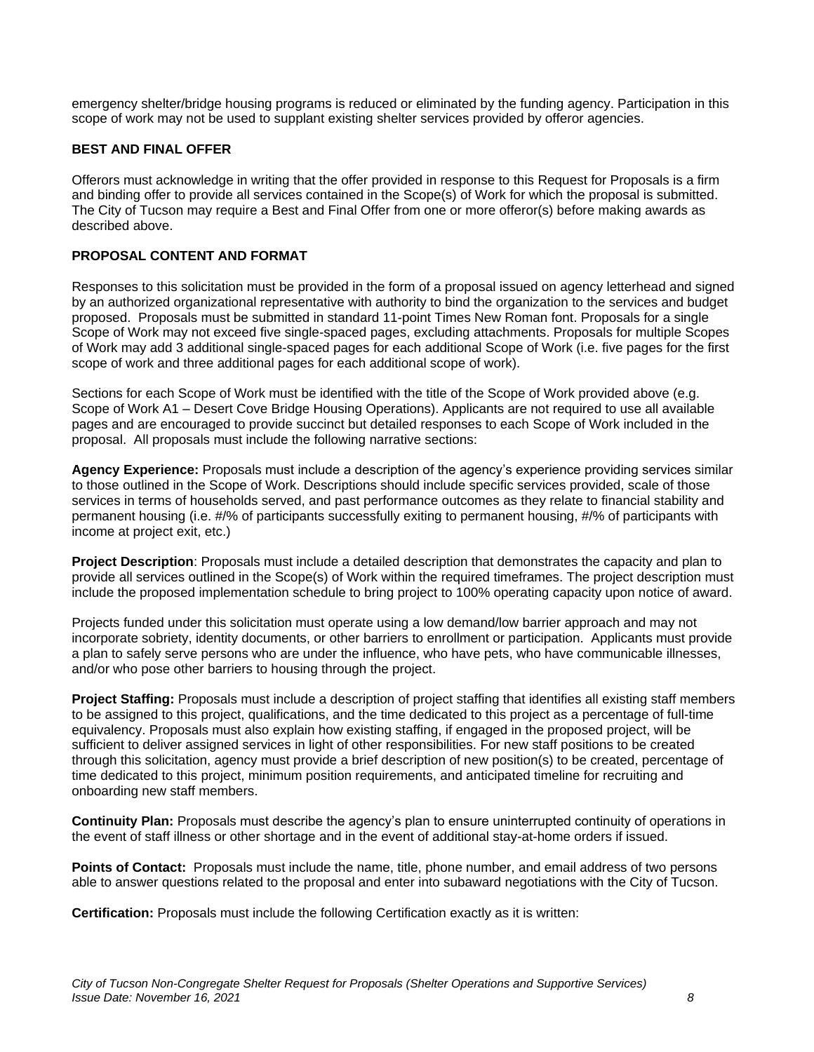emergency shelter/bridge housing programs is reduced or eliminated by the funding agency. Participation in this scope of work may not be used to supplant existing shelter services provided by offeror agencies.

## BEST AND FINAL OFFER

Offerors must acknowledge in writing that the offer provided in response to this Request for Proposals is a firm and binding offer to provide all services contained in the Scope(s) of Work for which the proposal is submitted. The City of Tucson may require a Best and Final Offer from one or more offeror(s) before making awards as described above.

## PROPOSAL CONTENT AND FORMAT

Responses to this solicitation must be provided in the form of a proposal issued on agency letterhead and signed by an authorized organizational representative with authority to bind the organization to the services and budget proposed. Proposals must be submitted in standard 11-point Times New Roman font. Proposals for a single Scope of Work may not exceed five single-spaced pages, excluding attachments. Proposals for multiple Scopes of Work may add 3 additional single-spaced pages for each additional Scope of Work (i.e. five pages for the first scope of work and three additional pages for each additional scope of work).

Sections for each Scope of Work must be identified with the title of the Scope of Work provided above (e.g. Scope of Work A1 – Desert Cove Bridge Housing Operations). Applicants are not required to use all available pages and are encouraged to provide succinct but detailed responses to each Scope of Work included in the proposal. All proposals must include the following narrative sections:

**Agency Experience:** Proposals must include a description of the agency's experience providing services similar to those outlined in the Scope of Work. Descriptions should include specific services provided, scale of those services in terms of households served, and past performance outcomes as they relate to financial stability and permanent housing (i.e. #/% of participants successfully exiting to permanent housing, #/% of participants with income at project exit, etc.)

**Project Description**: Proposals must include a detailed description that demonstrates the capacity and plan to provide all services outlined in the Scope(s) of Work within the required timeframes. The project description must include the proposed implementation schedule to bring project to 100% operating capacity upon notice of award.

Projects funded under this solicitation must operate using a low demand/low barrier approach and may not incorporate sobriety, identity documents, or other barriers to enrollment or participation. Applicants must provide a plan to safely serve persons who are under the influence, who have pets, who have communicable illnesses, and/or who pose other barriers to housing through the project.

**Project Staffing:** Proposals must include a description of project staffing that identifies all existing staff members to be assigned to this project, qualifications, and the time dedicated to this project as a percentage of full-time equivalency. Proposals must also explain how existing staffing, if engaged in the proposed project, will be sufficient to deliver assigned services in light of other responsibilities. For new staff positions to be created through this solicitation, agency must provide a brief description of new position(s) to be created, percentage of time dedicated to this project, minimum position requirements, and anticipated timeline for recruiting and onboarding new staff members.

**Continuity Plan:** Proposals must describe the agency's plan to ensure uninterrupted continuity of operations in the event of staff illness or other shortage and in the event of additional stay-at-home orders if issued.

**Points of Contact:** Proposals must include the name, title, phone number, and email address of two persons able to answer questions related to the proposal and enter into subaward negotiations with the City of Tucson.

**Certification:** Proposals must include the following Certification exactly as it is written: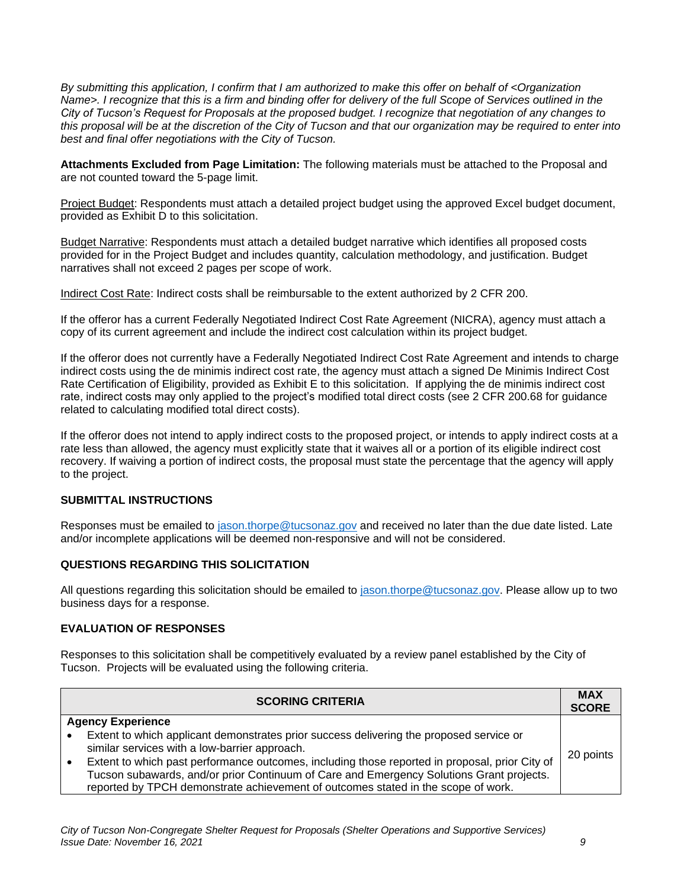*By submitting this application, I confirm that I am authorized to make this offer on behalf of <Organization Name>. I recognize that this is a firm and binding offer for delivery of the full Scope of Services outlined in the City of Tucson's Request for Proposals at the proposed budget. I recognize that negotiation of any changes to this proposal will be at the discretion of the City of Tucson and that our organization may be required to enter into best and final offer negotiations with the City of Tucson.*

**Attachments Excluded from Page Limitation:** The following materials must be attached to the Proposal and are not counted toward the 5-page limit.

Project Budget: Respondents must attach a detailed project budget using the approved Excel budget document, provided as Exhibit D to this solicitation.

Budget Narrative: Respondents must attach a detailed budget narrative which identifies all proposed costs provided for in the Project Budget and includes quantity, calculation methodology, and justification. Budget narratives shall not exceed 2 pages per scope of work.

Indirect Cost Rate: Indirect costs shall be reimbursable to the extent authorized by 2 CFR 200.

If the offeror has a current Federally Negotiated Indirect Cost Rate Agreement (NICRA), agency must attach a copy of its current agreement and include the indirect cost calculation within its project budget.

If the offeror does not currently have a Federally Negotiated Indirect Cost Rate Agreement and intends to charge indirect costs using the de minimis indirect cost rate, the agency must attach a signed De Minimis Indirect Cost Rate Certification of Eligibility, provided as Exhibit E to this solicitation. If applying the de minimis indirect cost rate, indirect costs may only applied to the project's modified total direct costs (see 2 CFR 200.68 for guidance related to calculating modified total direct costs).

If the offeror does not intend to apply indirect costs to the proposed project, or intends to apply indirect costs at a rate less than allowed, the agency must explicitly state that it waives all or a portion of its eligible indirect cost recovery. If waiving a portion of indirect costs, the proposal must state the percentage that the agency will apply to the project.

## SUBMITTAL INSTRUCTIONS

Responses must be emailed to jason.thorpe@tucsonaz.gov and received no later than the due date listed. Late and/or incomplete applications will be deemed non-responsive and will not be considered.

## QUESTIONS REGARDING THIS SOLICITATION

All questions regarding this solicitation should be emailed to jason.thorpe@tucsonaz.gov. Please allow up to two business days for a response.

## EVALUATION OF RESPONSES

Responses to this solicitation shall be competitively evaluated by a review panel established by the City of Tucson. Projects will be evaluated using the following criteria.

| SCORING CRITERIA | MAX SCORE |
| --- | --- |
| **Agency Experience**<br>• Extent to which applicant demonstrates prior success delivering the proposed service or similar services with a low-barrier approach.<br>• Extent to which past performance outcomes, including those reported in proposal, prior City of Tucson subawards, and/or prior Continuum of Care and Emergency Solutions Grant projects. reported by TPCH demonstrate achievement of outcomes stated in the scope of work. | 20 points |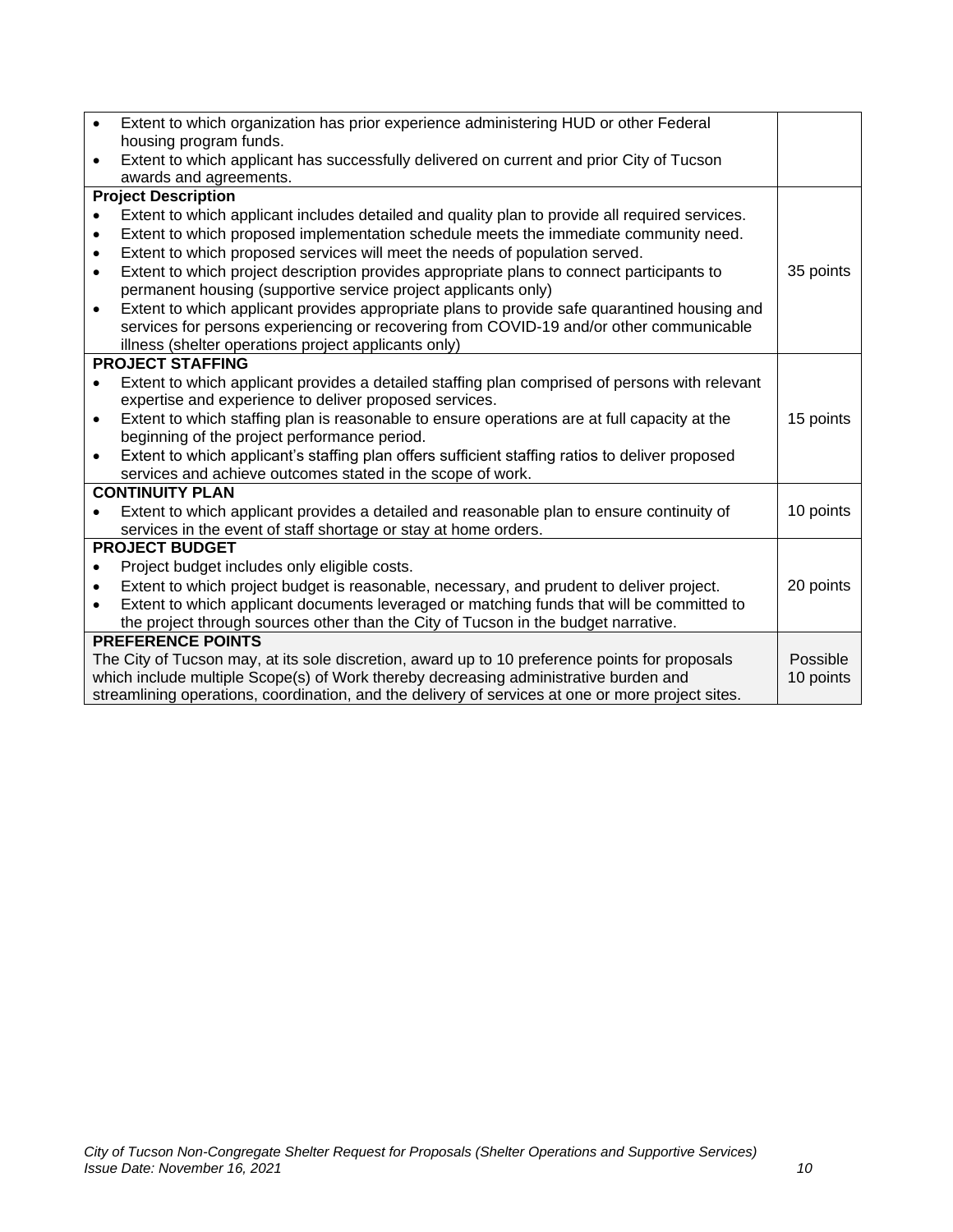| | |
|---|---|
| • Extent to which organization has prior experience administering HUD or other Federal housing program funds.<br>• Extent to which applicant has successfully delivered on current and prior City of Tucson awards and agreements. | |
| **Project Description**<br>• Extent to which applicant includes detailed and quality plan to provide all required services.<br>• Extent to which proposed implementation schedule meets the immediate community need.<br>• Extent to which proposed services will meet the needs of population served.<br>• Extent to which project description provides appropriate plans to connect participants to permanent housing (supportive service project applicants only)<br>• Extent to which applicant provides appropriate plans to provide safe quarantined housing and services for persons experiencing or recovering from COVID-19 and/or other communicable illness (shelter operations project applicants only) | 35 points |
| **PROJECT STAFFING**<br>• Extent to which applicant provides a detailed staffing plan comprised of persons with relevant expertise and experience to deliver proposed services.<br>• Extent to which staffing plan is reasonable to ensure operations are at full capacity at the beginning of the project performance period.<br>• Extent to which applicant's staffing plan offers sufficient staffing ratios to deliver proposed services and achieve outcomes stated in the scope of work. | 15 points |
| **CONTINUITY PLAN**<br>• Extent to which applicant provides a detailed and reasonable plan to ensure continuity of services in the event of staff shortage or stay at home orders. | 10 points |
| **PROJECT BUDGET**<br>• Project budget includes only eligible costs.<br>• Extent to which project budget is reasonable, necessary, and prudent to deliver project.<br>• Extent to which applicant documents leveraged or matching funds that will be committed to the project through sources other than the City of Tucson in the budget narrative. | 20 points |
| **PREFERENCE POINTS**<br>The City of Tucson may, at its sole discretion, award up to 10 preference points for proposals which include multiple Scope(s) of Work thereby decreasing administrative burden and streamlining operations, coordination, and the delivery of services at one or more project sites. | Possible 10 points |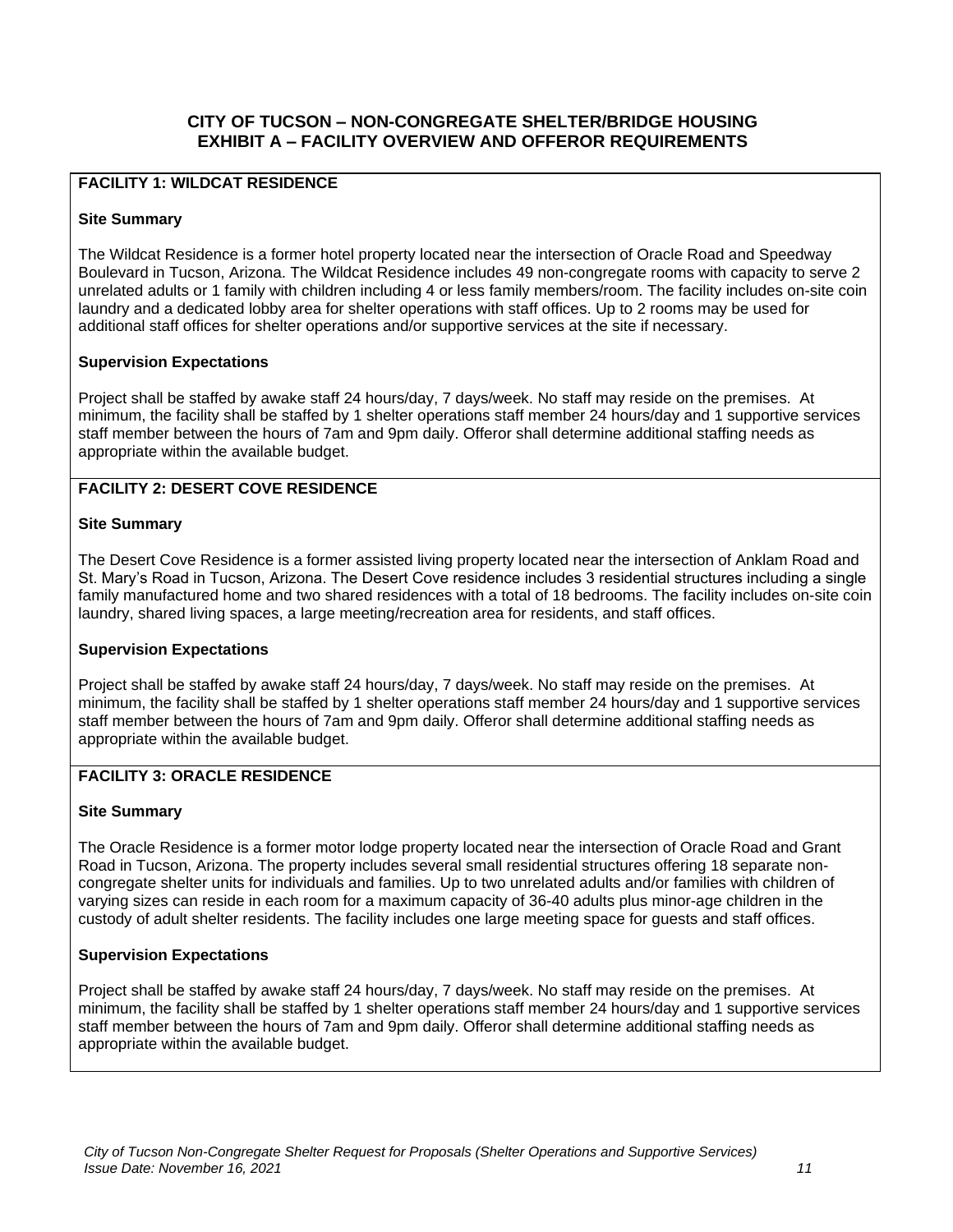# CITY OF TUCSON – NON-CONGREGATE SHELTER/BRIDGE HOUSING
## EXHIBIT A – FACILITY OVERVIEW AND OFFEROR REQUIREMENTS

### FACILITY 1: WILDCAT RESIDENCE

**Site Summary**

The Wildcat Residence is a former hotel property located near the intersection of Oracle Road and Speedway Boulevard in Tucson, Arizona. The Wildcat Residence includes 49 non-congregate rooms with capacity to serve 2 unrelated adults or 1 family with children including 4 or less family members/room. The facility includes on-site coin laundry and a dedicated lobby area for shelter operations with staff offices. Up to 2 rooms may be used for additional staff offices for shelter operations and/or supportive services at the site if necessary.

**Supervision Expectations**

Project shall be staffed by awake staff 24 hours/day, 7 days/week. No staff may reside on the premises. At minimum, the facility shall be staffed by 1 shelter operations staff member 24 hours/day and 1 supportive services staff member between the hours of 7am and 9pm daily. Offeror shall determine additional staffing needs as appropriate within the available budget.

### FACILITY 2: DESERT COVE RESIDENCE

**Site Summary**

The Desert Cove Residence is a former assisted living property located near the intersection of Anklam Road and St. Mary's Road in Tucson, Arizona. The Desert Cove residence includes 3 residential structures including a single family manufactured home and two shared residences with a total of 18 bedrooms. The facility includes on-site coin laundry, shared living spaces, a large meeting/recreation area for residents, and staff offices.

**Supervision Expectations**

Project shall be staffed by awake staff 24 hours/day, 7 days/week. No staff may reside on the premises. At minimum, the facility shall be staffed by 1 shelter operations staff member 24 hours/day and 1 supportive services staff member between the hours of 7am and 9pm daily. Offeror shall determine additional staffing needs as appropriate within the available budget.

### FACILITY 3: ORACLE RESIDENCE

**Site Summary**

The Oracle Residence is a former motor lodge property located near the intersection of Oracle Road and Grant Road in Tucson, Arizona. The property includes several small residential structures offering 18 separate non-congregate shelter units for individuals and families. Up to two unrelated adults and/or families with children of varying sizes can reside in each room for a maximum capacity of 36-40 adults plus minor-age children in the custody of adult shelter residents. The facility includes one large meeting space for guests and staff offices.

**Supervision Expectations**

Project shall be staffed by awake staff 24 hours/day, 7 days/week. No staff may reside on the premises. At minimum, the facility shall be staffed by 1 shelter operations staff member 24 hours/day and 1 supportive services staff member between the hours of 7am and 9pm daily. Offeror shall determine additional staffing needs as appropriate within the available budget.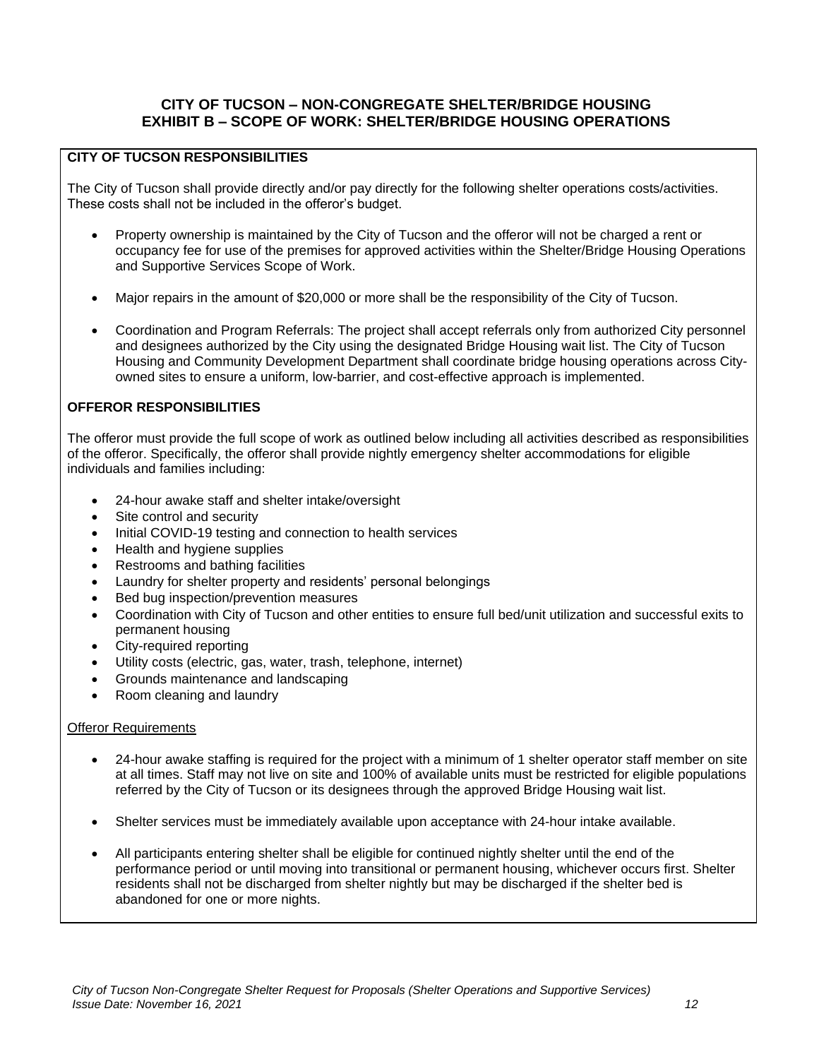# CITY OF TUCSON – NON-CONGREGATE SHELTER/BRIDGE HOUSING
## EXHIBIT B – SCOPE OF WORK: SHELTER/BRIDGE HOUSING OPERATIONS

**CITY OF TUCSON RESPONSIBILITIES**

The City of Tucson shall provide directly and/or pay directly for the following shelter operations costs/activities. These costs shall not be included in the offeror's budget.

- Property ownership is maintained by the City of Tucson and the offeror will not be charged a rent or occupancy fee for use of the premises for approved activities within the Shelter/Bridge Housing Operations and Supportive Services Scope of Work.
- Major repairs in the amount of $20,000 or more shall be the responsibility of the City of Tucson.
- Coordination and Program Referrals: The project shall accept referrals only from authorized City personnel and designees authorized by the City using the designated Bridge Housing wait list. The City of Tucson Housing and Community Development Department shall coordinate bridge housing operations across City-owned sites to ensure a uniform, low-barrier, and cost-effective approach is implemented.

**OFFEROR RESPONSIBILITIES**

The offeror must provide the full scope of work as outlined below including all activities described as responsibilities of the offeror. Specifically, the offeror shall provide nightly emergency shelter accommodations for eligible individuals and families including:

- 24-hour awake staff and shelter intake/oversight
- Site control and security
- Initial COVID-19 testing and connection to health services
- Health and hygiene supplies
- Restrooms and bathing facilities
- Laundry for shelter property and residents' personal belongings
- Bed bug inspection/prevention measures
- Coordination with City of Tucson and other entities to ensure full bed/unit utilization and successful exits to permanent housing
- City-required reporting
- Utility costs (electric, gas, water, trash, telephone, internet)
- Grounds maintenance and landscaping
- Room cleaning and laundry

<u>Offeror Requirements</u>

- 24-hour awake staffing is required for the project with a minimum of 1 shelter operator staff member on site at all times. Staff may not live on site and 100% of available units must be restricted for eligible populations referred by the City of Tucson or its designees through the approved Bridge Housing wait list.
- Shelter services must be immediately available upon acceptance with 24-hour intake available.
- All participants entering shelter shall be eligible for continued nightly shelter until the end of the performance period or until moving into transitional or permanent housing, whichever occurs first. Shelter residents shall not be discharged from shelter nightly but may be discharged if the shelter bed is abandoned for one or more nights.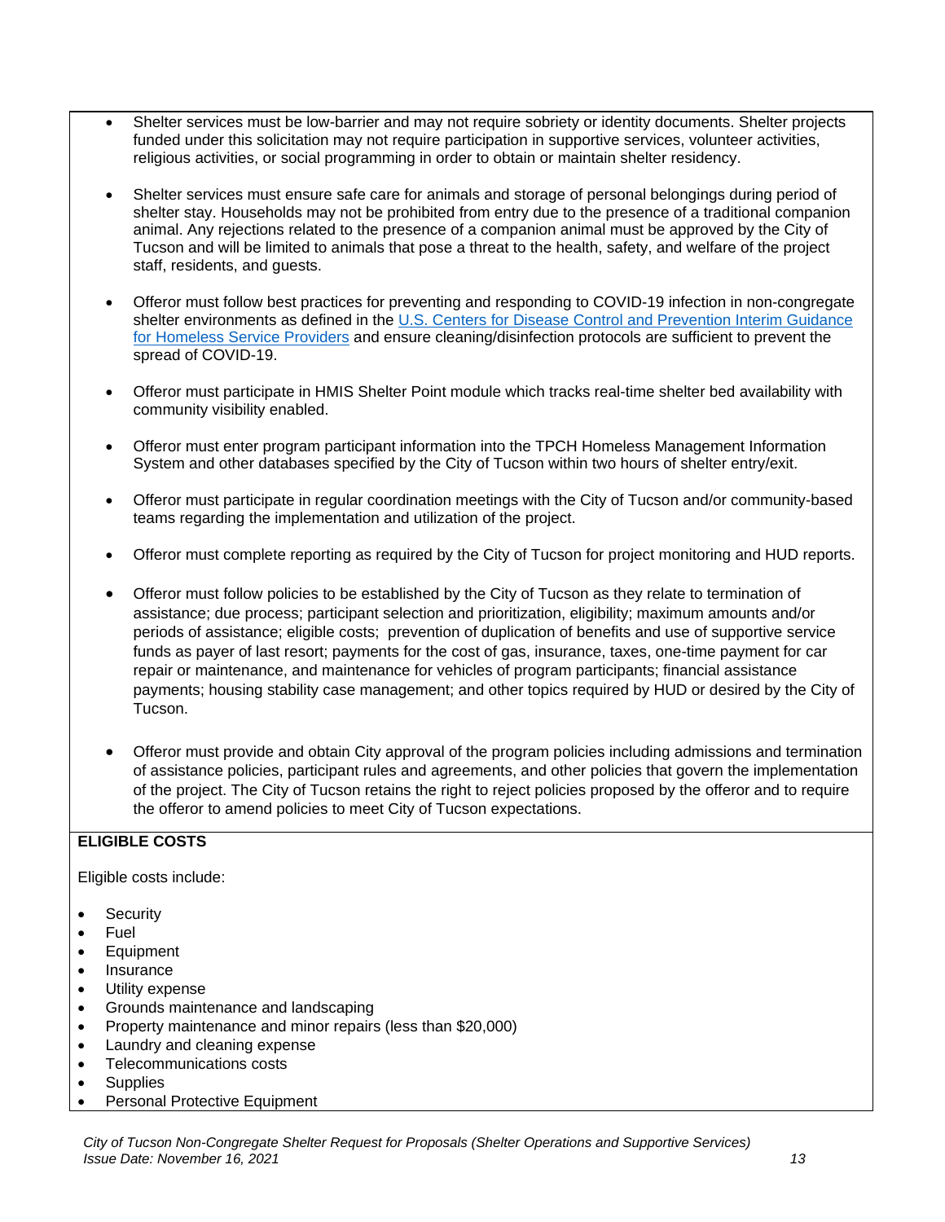- Shelter services must be low-barrier and may not require sobriety or identity documents. Shelter projects funded under this solicitation may not require participation in supportive services, volunteer activities, religious activities, or social programming in order to obtain or maintain shelter residency.

- Shelter services must ensure safe care for animals and storage of personal belongings during period of shelter stay. Households may not be prohibited from entry due to the presence of a traditional companion animal. Any rejections related to the presence of a companion animal must be approved by the City of Tucson and will be limited to animals that pose a threat to the health, safety, and welfare of the project staff, residents, and guests.

- Offeror must follow best practices for preventing and responding to COVID-19 infection in non-congregate shelter environments as defined in the [U.S. Centers for Disease Control and Prevention Interim Guidance for Homeless Service Providers]() and ensure cleaning/disinfection protocols are sufficient to prevent the spread of COVID-19.

- Offeror must participate in HMIS Shelter Point module which tracks real-time shelter bed availability with community visibility enabled.

- Offeror must enter program participant information into the TPCH Homeless Management Information System and other databases specified by the City of Tucson within two hours of shelter entry/exit.

- Offeror must participate in regular coordination meetings with the City of Tucson and/or community-based teams regarding the implementation and utilization of the project.

- Offeror must complete reporting as required by the City of Tucson for project monitoring and HUD reports.

- Offeror must follow policies to be established by the City of Tucson as they relate to termination of assistance; due process; participant selection and prioritization, eligibility; maximum amounts and/or periods of assistance; eligible costs; prevention of duplication of benefits and use of supportive service funds as payer of last resort; payments for the cost of gas, insurance, taxes, one-time payment for car repair or maintenance, and maintenance for vehicles of program participants; financial assistance payments; housing stability case management; and other topics required by HUD or desired by the City of Tucson.

- Offeror must provide and obtain City approval of the program policies including admissions and termination of assistance policies, participant rules and agreements, and other policies that govern the implementation of the project. The City of Tucson retains the right to reject policies proposed by the offeror and to require the offeror to amend policies to meet City of Tucson expectations.

**ELIGIBLE COSTS**

Eligible costs include:

- Security
- Fuel
- Equipment
- Insurance
- Utility expense
- Grounds maintenance and landscaping
- Property maintenance and minor repairs (less than $20,000)
- Laundry and cleaning expense
- Telecommunications costs
- Supplies
- Personal Protective Equipment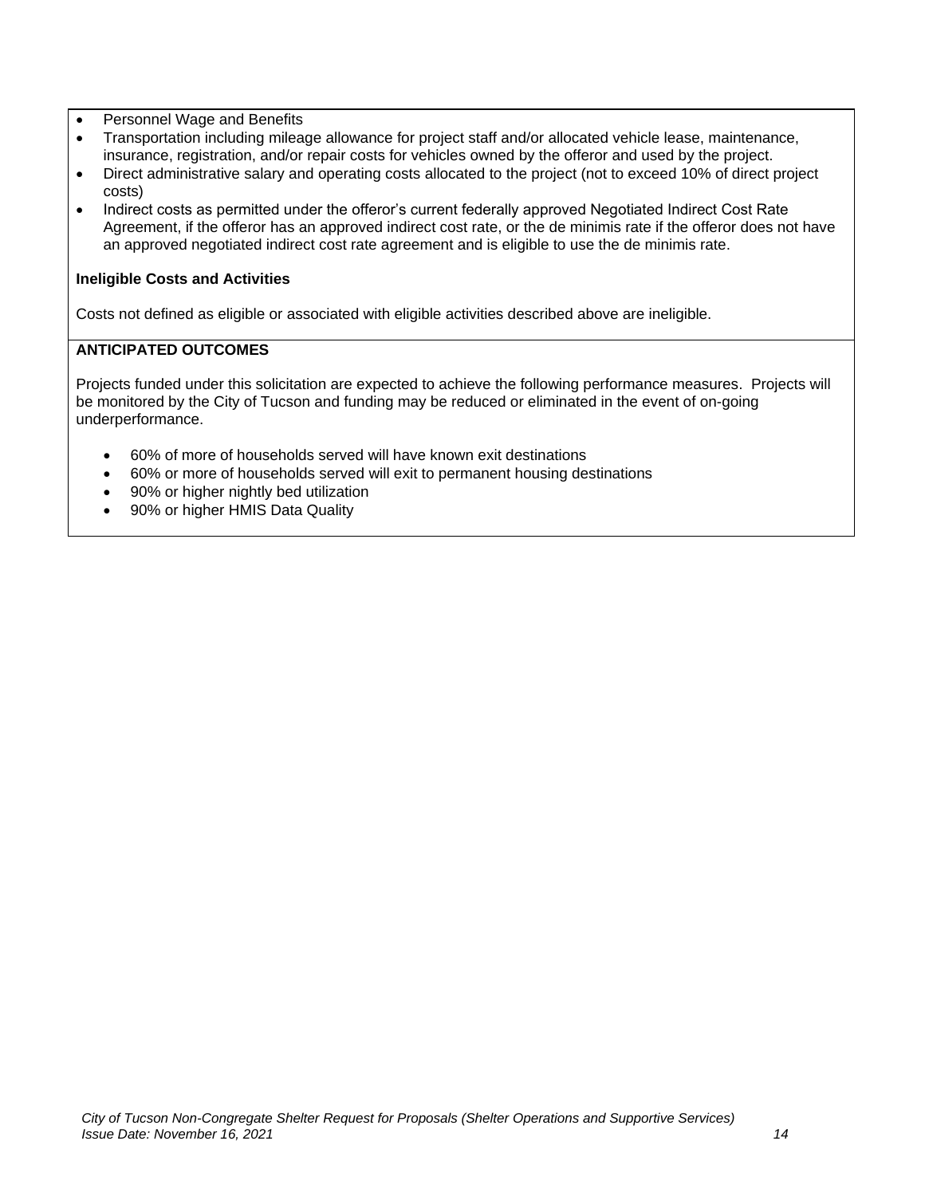- Personnel Wage and Benefits
- Transportation including mileage allowance for project staff and/or allocated vehicle lease, maintenance, insurance, registration, and/or repair costs for vehicles owned by the offeror and used by the project.
- Direct administrative salary and operating costs allocated to the project (not to exceed 10% of direct project costs)
- Indirect costs as permitted under the offeror's current federally approved Negotiated Indirect Cost Rate Agreement, if the offeror has an approved indirect cost rate, or the de minimis rate if the offeror does not have an approved negotiated indirect cost rate agreement and is eligible to use the de minimis rate.

**Ineligible Costs and Activities**

Costs not defined as eligible or associated with eligible activities described above are ineligible.

**ANTICIPATED OUTCOMES**

Projects funded under this solicitation are expected to achieve the following performance measures. Projects will be monitored by the City of Tucson and funding may be reduced or eliminated in the event of on-going underperformance.

- 60% of more of households served will have known exit destinations
- 60% or more of households served will exit to permanent housing destinations
- 90% or higher nightly bed utilization
- 90% or higher HMIS Data Quality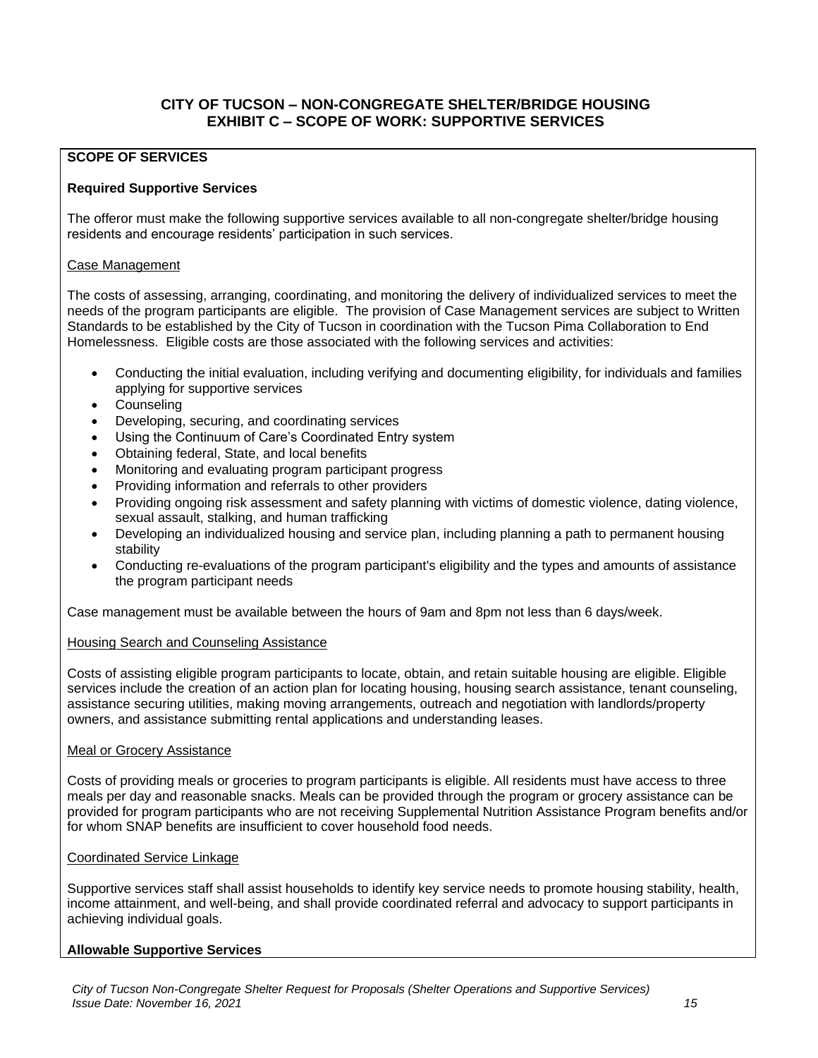## CITY OF TUCSON – NON-CONGREGATE SHELTER/BRIDGE HOUSING
## EXHIBIT C – SCOPE OF WORK: SUPPORTIVE SERVICES

**SCOPE OF SERVICES**

**Required Supportive Services**

The offeror must make the following supportive services available to all non-congregate shelter/bridge housing residents and encourage residents' participation in such services.

Case Management

The costs of assessing, arranging, coordinating, and monitoring the delivery of individualized services to meet the needs of the program participants are eligible. The provision of Case Management services are subject to Written Standards to be established by the City of Tucson in coordination with the Tucson Pima Collaboration to End Homelessness. Eligible costs are those associated with the following services and activities:

- Conducting the initial evaluation, including verifying and documenting eligibility, for individuals and families applying for supportive services
- Counseling
- Developing, securing, and coordinating services
- Using the Continuum of Care's Coordinated Entry system
- Obtaining federal, State, and local benefits
- Monitoring and evaluating program participant progress
- Providing information and referrals to other providers
- Providing ongoing risk assessment and safety planning with victims of domestic violence, dating violence, sexual assault, stalking, and human trafficking
- Developing an individualized housing and service plan, including planning a path to permanent housing stability
- Conducting re-evaluations of the program participant's eligibility and the types and amounts of assistance the program participant needs

Case management must be available between the hours of 9am and 8pm not less than 6 days/week.

Housing Search and Counseling Assistance

Costs of assisting eligible program participants to locate, obtain, and retain suitable housing are eligible. Eligible services include the creation of an action plan for locating housing, housing search assistance, tenant counseling, assistance securing utilities, making moving arrangements, outreach and negotiation with landlords/property owners, and assistance submitting rental applications and understanding leases.

Meal or Grocery Assistance

Costs of providing meals or groceries to program participants is eligible. All residents must have access to three meals per day and reasonable snacks. Meals can be provided through the program or grocery assistance can be provided for program participants who are not receiving Supplemental Nutrition Assistance Program benefits and/or for whom SNAP benefits are insufficient to cover household food needs.

Coordinated Service Linkage

Supportive services staff shall assist households to identify key service needs to promote housing stability, health, income attainment, and well-being, and shall provide coordinated referral and advocacy to support participants in achieving individual goals.

**Allowable Supportive Services**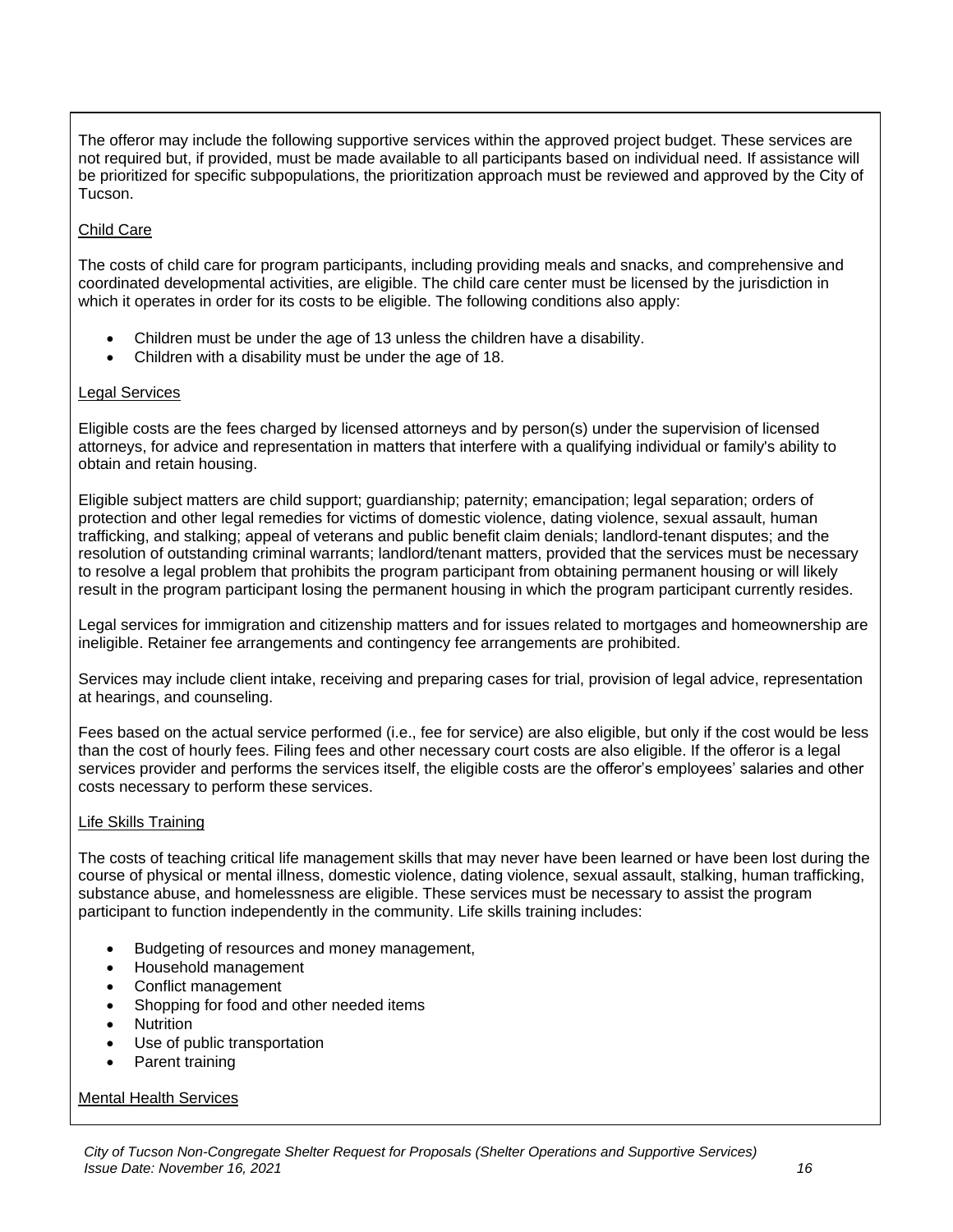The offeror may include the following supportive services within the approved project budget. These services are not required but, if provided, must be made available to all participants based on individual need. If assistance will be prioritized for specific subpopulations, the prioritization approach must be reviewed and approved by the City of Tucson.

Child Care

The costs of child care for program participants, including providing meals and snacks, and comprehensive and coordinated developmental activities, are eligible. The child care center must be licensed by the jurisdiction in which it operates in order for its costs to be eligible. The following conditions also apply:

- Children must be under the age of 13 unless the children have a disability.
- Children with a disability must be under the age of 18.

Legal Services

Eligible costs are the fees charged by licensed attorneys and by person(s) under the supervision of licensed attorneys, for advice and representation in matters that interfere with a qualifying individual or family's ability to obtain and retain housing.

Eligible subject matters are child support; guardianship; paternity; emancipation; legal separation; orders of protection and other legal remedies for victims of domestic violence, dating violence, sexual assault, human trafficking, and stalking; appeal of veterans and public benefit claim denials; landlord-tenant disputes; and the resolution of outstanding criminal warrants; landlord/tenant matters, provided that the services must be necessary to resolve a legal problem that prohibits the program participant from obtaining permanent housing or will likely result in the program participant losing the permanent housing in which the program participant currently resides.

Legal services for immigration and citizenship matters and for issues related to mortgages and homeownership are ineligible. Retainer fee arrangements and contingency fee arrangements are prohibited.

Services may include client intake, receiving and preparing cases for trial, provision of legal advice, representation at hearings, and counseling.

Fees based on the actual service performed (i.e., fee for service) are also eligible, but only if the cost would be less than the cost of hourly fees. Filing fees and other necessary court costs are also eligible. If the offeror is a legal services provider and performs the services itself, the eligible costs are the offeror's employees' salaries and other costs necessary to perform these services.

Life Skills Training

The costs of teaching critical life management skills that may never have been learned or have been lost during the course of physical or mental illness, domestic violence, dating violence, sexual assault, stalking, human trafficking, substance abuse, and homelessness are eligible. These services must be necessary to assist the program participant to function independently in the community. Life skills training includes:

- Budgeting of resources and money management,
- Household management
- Conflict management
- Shopping for food and other needed items
- Nutrition
- Use of public transportation
- Parent training

Mental Health Services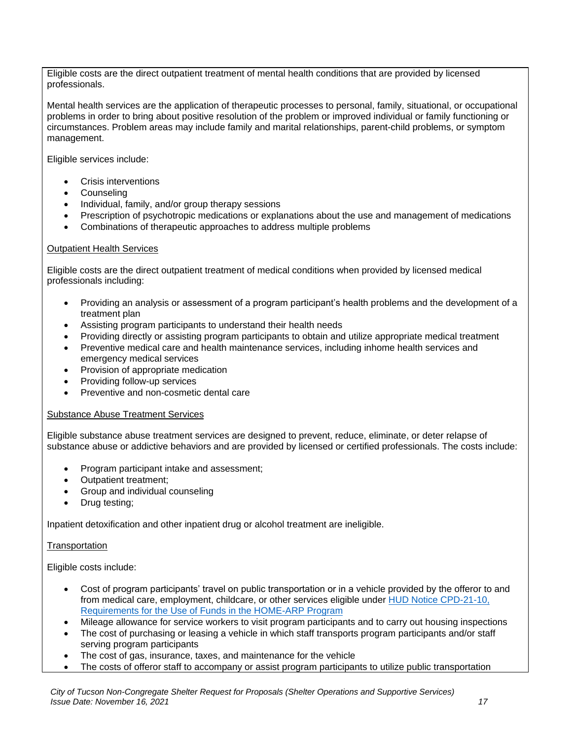Eligible costs are the direct outpatient treatment of mental health conditions that are provided by licensed professionals.

Mental health services are the application of therapeutic processes to personal, family, situational, or occupational problems in order to bring about positive resolution of the problem or improved individual or family functioning or circumstances. Problem areas may include family and marital relationships, parent-child problems, or symptom management.

Eligible services include:

- Crisis interventions
- Counseling
- Individual, family, and/or group therapy sessions
- Prescription of psychotropic medications or explanations about the use and management of medications
- Combinations of therapeutic approaches to address multiple problems

<u>Outpatient Health Services</u>

Eligible costs are the direct outpatient treatment of medical conditions when provided by licensed medical professionals including:

- Providing an analysis or assessment of a program participant's health problems and the development of a treatment plan
- Assisting program participants to understand their health needs
- Providing directly or assisting program participants to obtain and utilize appropriate medical treatment
- Preventive medical care and health maintenance services, including inhome health services and emergency medical services
- Provision of appropriate medication
- Providing follow-up services
- Preventive and non-cosmetic dental care

<u>Substance Abuse Treatment Services</u>

Eligible substance abuse treatment services are designed to prevent, reduce, eliminate, or deter relapse of substance abuse or addictive behaviors and are provided by licensed or certified professionals. The costs include:

- Program participant intake and assessment;
- Outpatient treatment;
- Group and individual counseling
- Drug testing;

Inpatient detoxification and other inpatient drug or alcohol treatment are ineligible.

<u>Transportation</u>

Eligible costs include:

- Cost of program participants' travel on public transportation or in a vehicle provided by the offeror to and from medical care, employment, childcare, or other services eligible under [HUD Notice CPD-21-10, Requirements for the Use of Funds in the HOME-ARP Program]
- Mileage allowance for service workers to visit program participants and to carry out housing inspections
- The cost of purchasing or leasing a vehicle in which staff transports program participants and/or staff serving program participants
- The cost of gas, insurance, taxes, and maintenance for the vehicle
- The costs of offeror staff to accompany or assist program participants to utilize public transportation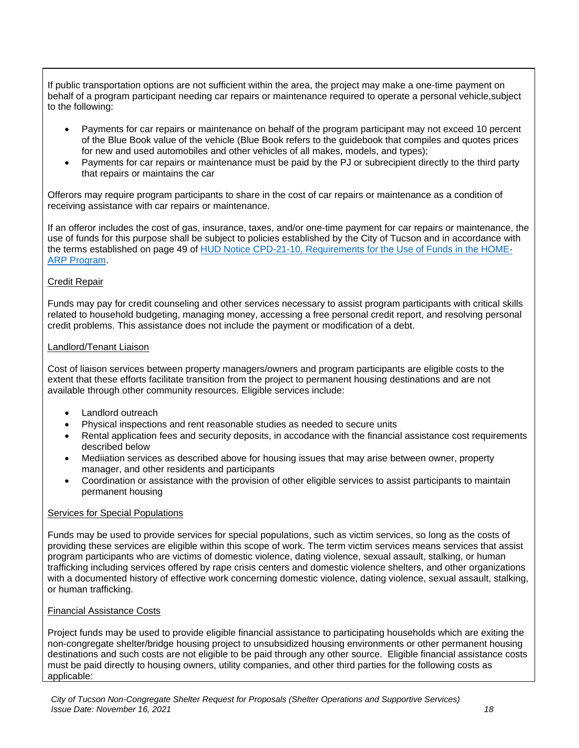If public transportation options are not sufficient within the area, the project may make a one-time payment on behalf of a program participant needing car repairs or maintenance required to operate a personal vehicle,subject to the following:

- Payments for car repairs or maintenance on behalf of the program participant may not exceed 10 percent of the Blue Book value of the vehicle (Blue Book refers to the guidebook that compiles and quotes prices for new and used automobiles and other vehicles of all makes, models, and types);
- Payments for car repairs or maintenance must be paid by the PJ or subrecipient directly to the third party that repairs or maintains the car

Offerors may require program participants to share in the cost of car repairs or maintenance as a condition of receiving assistance with car repairs or maintenance.

If an offeror includes the cost of gas, insurance, taxes, and/or one-time payment for car repairs or maintenance, the use of funds for this purpose shall be subject to policies established by the City of Tucson and in accordance with the terms established on page 49 of HUD Notice CPD-21-10, Requirements for the Use of Funds in the HOME-ARP Program.

Credit Repair

Funds may pay for credit counseling and other services necessary to assist program participants with critical skills related to household budgeting, managing money, accessing a free personal credit report, and resolving personal credit problems. This assistance does not include the payment or modification of a debt.

Landlord/Tenant Liaison

Cost of liaison services between property managers/owners and program participants are eligible costs to the extent that these efforts facilitate transition from the project to permanent housing destinations and are not available through other community resources. Eligible services include:

- Landlord outreach
- Physical inspections and rent reasonable studies as needed to secure units
- Rental application fees and security deposits, in accodance with the financial assistance cost requirements described below
- Mediiation services as described above for housing issues that may arise between owner, property manager, and other residents and participants
- Coordination or assistance with the provision of other eligible services to assist participants to maintain permanent housing

Services for Special Populations

Funds may be used to provide services for special populations, such as victim services, so long as the costs of providing these services are eligible within this scope of work. The term victim services means services that assist program participants who are victims of domestic violence, dating violence, sexual assault, stalking, or human trafficking including services offered by rape crisis centers and domestic violence shelters, and other organizations with a documented history of effective work concerning domestic violence, dating violence, sexual assault, stalking, or human trafficking.

Financial Assistance Costs

Project funds may be used to provide eligible financial assistance to participating households which are exiting the non-congregate shelter/bridge housing project to unsubsidized housing environments or other permanent housing destinations and such costs are not eligible to be paid through any other source. Eligible financial assistance costs must be paid directly to housing owners, utility companies, and other third parties for the following costs as applicable: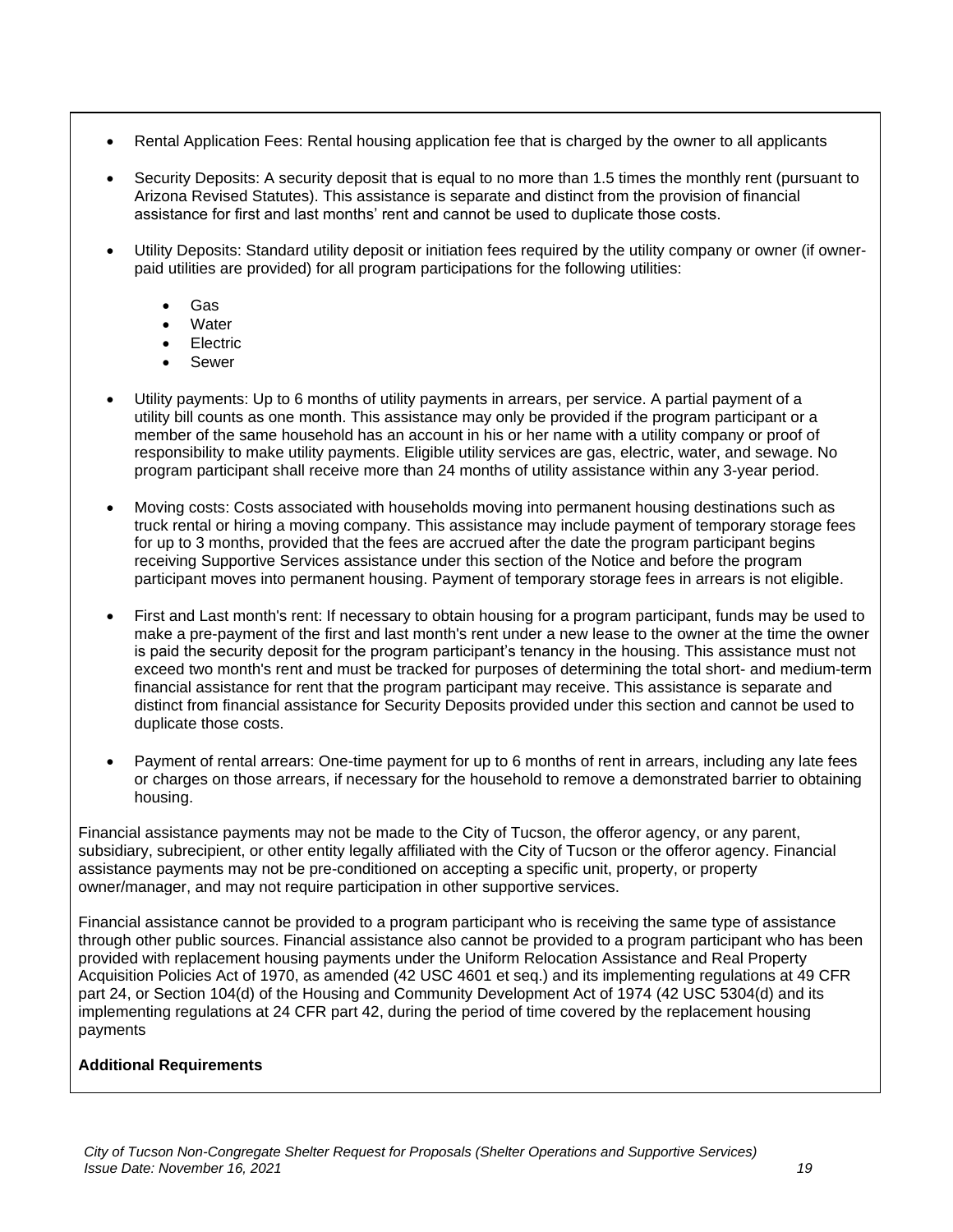- Rental Application Fees: Rental housing application fee that is charged by the owner to all applicants
- Security Deposits: A security deposit that is equal to no more than 1.5 times the monthly rent (pursuant to Arizona Revised Statutes). This assistance is separate and distinct from the provision of financial assistance for first and last months' rent and cannot be used to duplicate those costs.
- Utility Deposits: Standard utility deposit or initiation fees required by the utility company or owner (if owner-paid utilities are provided) for all program participations for the following utilities:
  - Gas
  - Water
  - Electric
  - Sewer
- Utility payments: Up to 6 months of utility payments in arrears, per service. A partial payment of a utility bill counts as one month. This assistance may only be provided if the program participant or a member of the same household has an account in his or her name with a utility company or proof of responsibility to make utility payments. Eligible utility services are gas, electric, water, and sewage. No program participant shall receive more than 24 months of utility assistance within any 3-year period.
- Moving costs: Costs associated with households moving into permanent housing destinations such as truck rental or hiring a moving company. This assistance may include payment of temporary storage fees for up to 3 months, provided that the fees are accrued after the date the program participant begins receiving Supportive Services assistance under this section of the Notice and before the program participant moves into permanent housing. Payment of temporary storage fees in arrears is not eligible.
- First and Last month's rent: If necessary to obtain housing for a program participant, funds may be used to make a pre-payment of the first and last month's rent under a new lease to the owner at the time the owner is paid the security deposit for the program participant's tenancy in the housing. This assistance must not exceed two month's rent and must be tracked for purposes of determining the total short- and medium-term financial assistance for rent that the program participant may receive. This assistance is separate and distinct from financial assistance for Security Deposits provided under this section and cannot be used to duplicate those costs.
- Payment of rental arrears: One-time payment for up to 6 months of rent in arrears, including any late fees or charges on those arrears, if necessary for the household to remove a demonstrated barrier to obtaining housing.

Financial assistance payments may not be made to the City of Tucson, the offeror agency, or any parent, subsidiary, subrecipient, or other entity legally affiliated with the City of Tucson or the offeror agency. Financial assistance payments may not be pre-conditioned on accepting a specific unit, property, or property owner/manager, and may not require participation in other supportive services.

Financial assistance cannot be provided to a program participant who is receiving the same type of assistance through other public sources. Financial assistance also cannot be provided to a program participant who has been provided with replacement housing payments under the Uniform Relocation Assistance and Real Property Acquisition Policies Act of 1970, as amended (42 USC 4601 et seq.) and its implementing regulations at 49 CFR part 24, or Section 104(d) of the Housing and Community Development Act of 1974 (42 USC 5304(d) and its implementing regulations at 24 CFR part 42, during the period of time covered by the replacement housing payments

**Additional Requirements**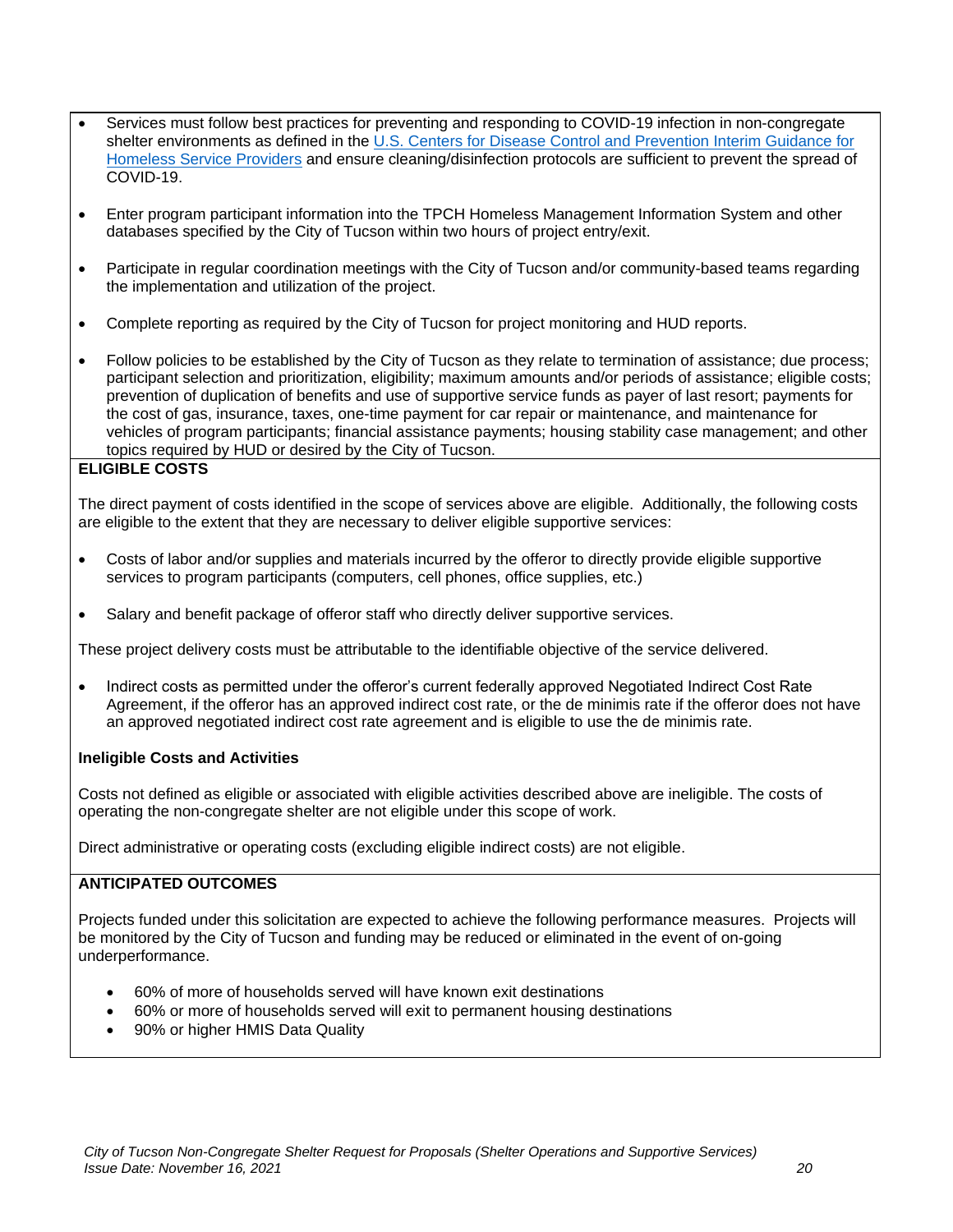- Services must follow best practices for preventing and responding to COVID-19 infection in non-congregate shelter environments as defined in the U.S. Centers for Disease Control and Prevention Interim Guidance for Homeless Service Providers and ensure cleaning/disinfection protocols are sufficient to prevent the spread of COVID-19.

- Enter program participant information into the TPCH Homeless Management Information System and other databases specified by the City of Tucson within two hours of project entry/exit.

- Participate in regular coordination meetings with the City of Tucson and/or community-based teams regarding the implementation and utilization of the project.

- Complete reporting as required by the City of Tucson for project monitoring and HUD reports.

- Follow policies to be established by the City of Tucson as they relate to termination of assistance; due process; participant selection and prioritization, eligibility; maximum amounts and/or periods of assistance; eligible costs; prevention of duplication of benefits and use of supportive service funds as payer of last resort; payments for the cost of gas, insurance, taxes, one-time payment for car repair or maintenance, and maintenance for vehicles of program participants; financial assistance payments; housing stability case management; and other topics required by HUD or desired by the City of Tucson.

**ELIGIBLE COSTS**

The direct payment of costs identified in the scope of services above are eligible. Additionally, the following costs are eligible to the extent that they are necessary to deliver eligible supportive services:

- Costs of labor and/or supplies and materials incurred by the offeror to directly provide eligible supportive services to program participants (computers, cell phones, office supplies, etc.)

- Salary and benefit package of offeror staff who directly deliver supportive services.

These project delivery costs must be attributable to the identifiable objective of the service delivered.

- Indirect costs as permitted under the offeror's current federally approved Negotiated Indirect Cost Rate Agreement, if the offeror has an approved indirect cost rate, or the de minimis rate if the offeror does not have an approved negotiated indirect cost rate agreement and is eligible to use the de minimis rate.

**Ineligible Costs and Activities**

Costs not defined as eligible or associated with eligible activities described above are ineligible. The costs of operating the non-congregate shelter are not eligible under this scope of work.

Direct administrative or operating costs (excluding eligible indirect costs) are not eligible.

**ANTICIPATED OUTCOMES**

Projects funded under this solicitation are expected to achieve the following performance measures. Projects will be monitored by the City of Tucson and funding may be reduced or eliminated in the event of on-going underperformance.

- 60% of more of households served will have known exit destinations
- 60% or more of households served will exit to permanent housing destinations
- 90% or higher HMIS Data Quality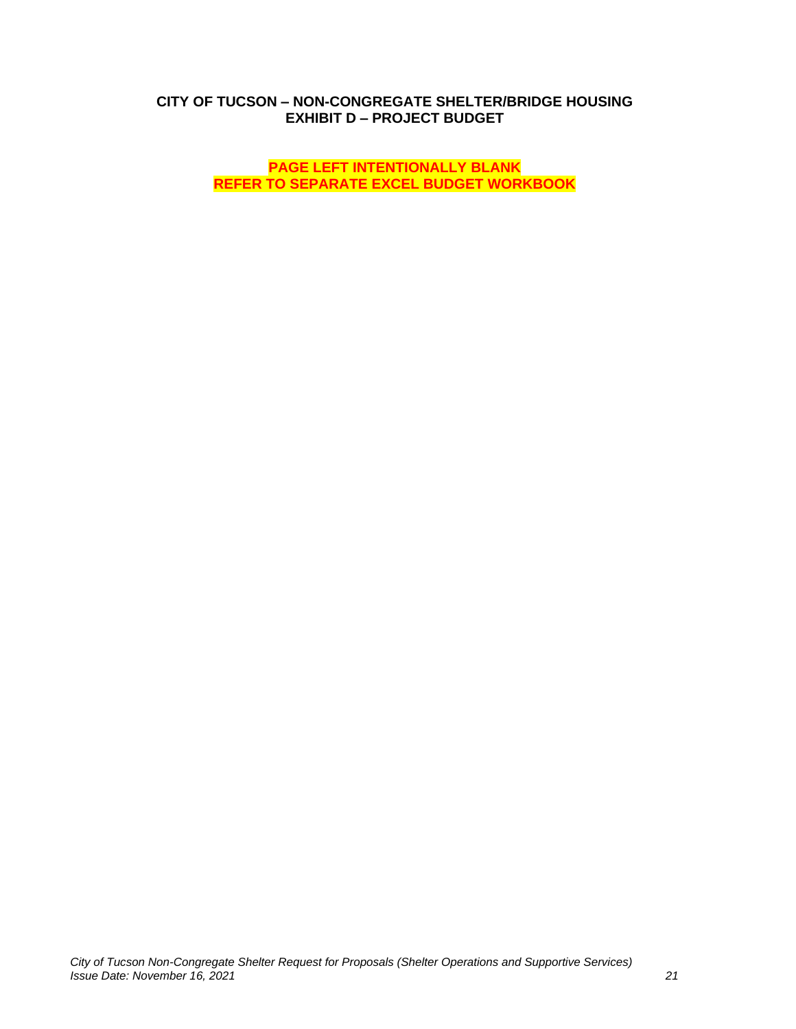**CITY OF TUCSON – NON-CONGREGATE SHELTER/BRIDGE HOUSING**
**EXHIBIT D – PROJECT BUDGET**

**PAGE LEFT INTENTIONALLY BLANK**
**REFER TO SEPARATE EXCEL BUDGET WORKBOOK**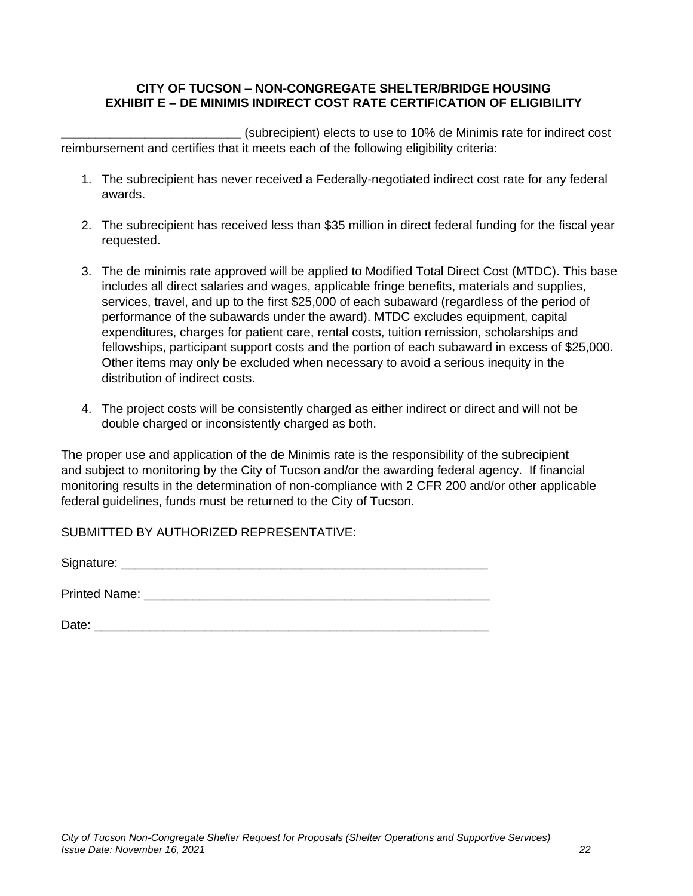**CITY OF TUCSON – NON-CONGREGATE SHELTER/BRIDGE HOUSING**
**EXHIBIT E – DE MINIMIS INDIRECT COST RATE CERTIFICATION OF ELIGIBILITY**

__________________________ (subrecipient) elects to use to 10% de Minimis rate for indirect cost reimbursement and certifies that it meets each of the following eligibility criteria:

1. The subrecipient has never received a Federally-negotiated indirect cost rate for any federal awards.

2. The subrecipient has received less than $35 million in direct federal funding for the fiscal year requested.

3. The de minimis rate approved will be applied to Modified Total Direct Cost (MTDC). This base includes all direct salaries and wages, applicable fringe benefits, materials and supplies, services, travel, and up to the first $25,000 of each subaward (regardless of the period of performance of the subawards under the award). MTDC excludes equipment, capital expenditures, charges for patient care, rental costs, tuition remission, scholarships and fellowships, participant support costs and the portion of each subaward in excess of $25,000. Other items may only be excluded when necessary to avoid a serious inequity in the distribution of indirect costs.

4. The project costs will be consistently charged as either indirect or direct and will not be double charged or inconsistently charged as both.

The proper use and application of the de Minimis rate is the responsibility of the subrecipient and subject to monitoring by the City of Tucson and/or the awarding federal agency. If financial monitoring results in the determination of non-compliance with 2 CFR 200 and/or other applicable federal guidelines, funds must be returned to the City of Tucson.

SUBMITTED BY AUTHORIZED REPRESENTATIVE:

Signature: ________________________________________________________

Printed Name: ____________________________________________________

Date: ____________________________________________________________